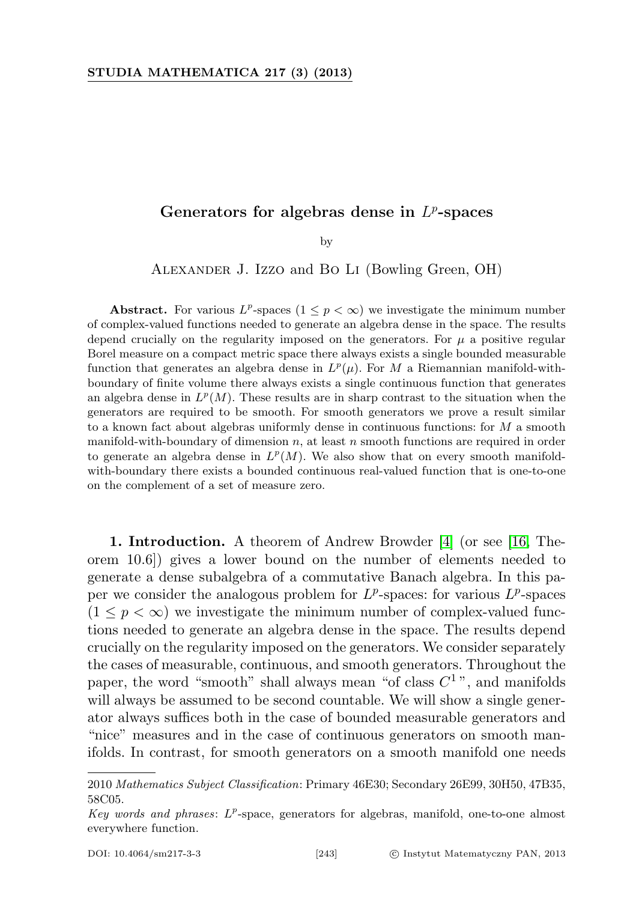# Generators for algebras dense in $L^p$-spaces

by

Alexander J. Izzo and Bo Li (Bowling Green, OH)

**Abstract.** For various $L^p$-spaces ($1 \leq p < \infty$) we investigate the minimum number of complex-valued functions needed to generate an algebra dense in the space. The results depend crucially on the regularity imposed on the generators. For $\mu$ a positive regular Borel measure on a compact metric space there always exists a single bounded measurable function that generates an algebra dense in $L^p(\mu)$. For $M$ a Riemannian manifold-with-boundary of finite volume there always exists a single continuous function that generates an algebra dense in $L^p(M)$. These results are in sharp contrast to the situation when the generators are required to be smooth. For smooth generators we prove a result similar to a known fact about algebras uniformly dense in continuous functions: for $M$ a smooth manifold-with-boundary of dimension $n$, at least $n$ smooth functions are required in order to generate an algebra dense in $L^p(M)$. We also show that on every smooth manifold-with-boundary there exists a bounded continuous real-valued function that is one-to-one on the complement of a set of measure zero.

**1. Introduction.** A theorem of Andrew Browder [4] (or see [16, Theorem 10.6]) gives a lower bound on the number of elements needed to generate a dense subalgebra of a commutative Banach algebra. In this paper we consider the analogous problem for $L^p$-spaces: for various $L^p$-spaces ($1 \leq p < \infty$) we investigate the minimum number of complex-valued functions needed to generate an algebra dense in the space. The results depend crucially on the regularity imposed on the generators. We consider separately the cases of measurable, continuous, and smooth generators. Throughout the paper, the word "smooth" shall always mean "of class $C^1$", and manifolds will always be assumed to be second countable. We will show a single generator always suffices both in the case of bounded measurable generators and "nice" measures and in the case of continuous generators on smooth manifolds. In contrast, for smooth generators on a smooth manifold one needs

2010 *Mathematics Subject Classification*: Primary 46E30; Secondary 26E99, 30H50, 47B35, 58C05.

*Key words and phrases*: $L^p$-space, generators for algebras, manifold, one-to-one almost everywhere function.

DOI: 10.4064/sm217-3-3 © Instytut Matematyczny PAN, 2013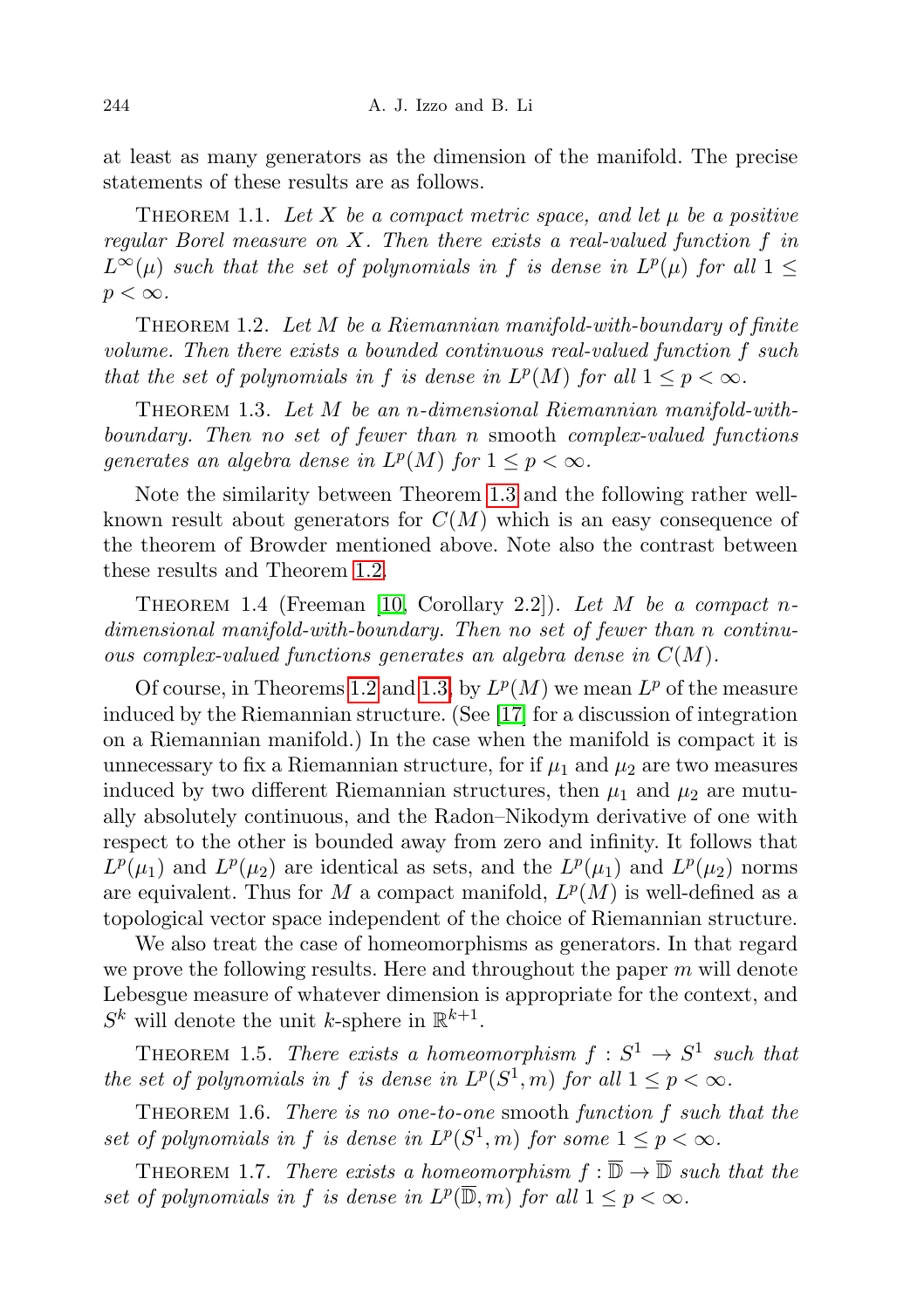at least as many generators as the dimension of the manifold. The precise statements of these results are as follows.

Theorem 1.1. *Let $X$ be a compact metric space, and let $\mu$ be a positive regular Borel measure on $X$. Then there exists a real-valued function $f$ in $L^\infty(\mu)$ such that the set of polynomials in $f$ is dense in $L^p(\mu)$ for all $1 \le p < \infty$.*

Theorem 1.2. *Let $M$ be a Riemannian manifold-with-boundary of finite volume. Then there exists a bounded continuous real-valued function $f$ such that the set of polynomials in $f$ is dense in $L^p(M)$ for all $1 \le p < \infty$.*

Theorem 1.3. *Let $M$ be an $n$-dimensional Riemannian manifold-with-boundary. Then no set of fewer than $n$* smooth *complex-valued functions generates an algebra dense in $L^p(M)$ for $1 \le p < \infty$.*

Note the similarity between Theorem 1.3 and the following rather well-known result about generators for $C(M)$ which is an easy consequence of the theorem of Browder mentioned above. Note also the contrast between these results and Theorem 1.2.

Theorem 1.4 (Freeman [10, Corollary 2.2]). *Let $M$ be a compact $n$-dimensional manifold-with-boundary. Then no set of fewer than $n$ continuous complex-valued functions generates an algebra dense in $C(M)$.*

Of course, in Theorems 1.2 and 1.3, by $L^p(M)$ we mean $L^p$ of the measure induced by the Riemannian structure. (See [17] for a discussion of integration on a Riemannian manifold.) In the case when the manifold is compact it is unnecessary to fix a Riemannian structure, for if $\mu_1$ and $\mu_2$ are two measures induced by two different Riemannian structures, then $\mu_1$ and $\mu_2$ are mutually absolutely continuous, and the Radon–Nikodym derivative of one with respect to the other is bounded away from zero and infinity. It follows that $L^p(\mu_1)$ and $L^p(\mu_2)$ are identical as sets, and the $L^p(\mu_1)$ and $L^p(\mu_2)$ norms are equivalent. Thus for $M$ a compact manifold, $L^p(M)$ is well-defined as a topological vector space independent of the choice of Riemannian structure.

We also treat the case of homeomorphisms as generators. In that regard we prove the following results. Here and throughout the paper $m$ will denote Lebesgue measure of whatever dimension is appropriate for the context, and $S^k$ will denote the unit $k$-sphere in $\mathbb{R}^{k+1}$.

Theorem 1.5. *There exists a homeomorphism $f : S^1 \to S^1$ such that the set of polynomials in $f$ is dense in $L^p(S^1, m)$ for all $1 \le p < \infty$.*

Theorem 1.6. *There is no one-to-one* smooth *function $f$ such that the set of polynomials in $f$ is dense in $L^p(S^1, m)$ for some $1 \le p < \infty$.*

Theorem 1.7. *There exists a homeomorphism $f : \overline{\mathbb{D}} \to \overline{\mathbb{D}}$ such that the set of polynomials in $f$ is dense in $L^p(\overline{\mathbb{D}}, m)$ for all $1 \le p < \infty$.*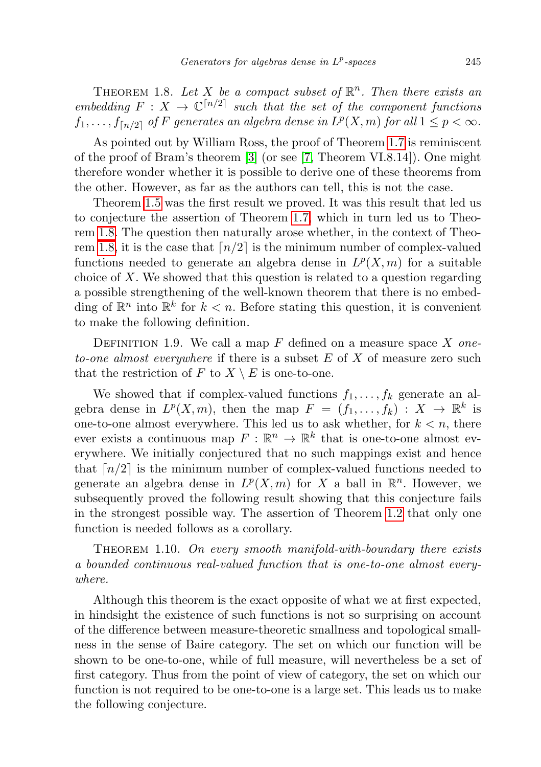THEOREM 1.8. *Let $X$ be a compact subset of $\mathbb{R}^n$. Then there exists an embedding $F : X \to \mathbb{C}^{\lceil n/2 \rceil}$ such that the set of the component functions $f_1, \ldots, f_{\lceil n/2 \rceil}$ of $F$ generates an algebra dense in $L^p(X, m)$ for all $1 \leq p < \infty$.*

As pointed out by William Ross, the proof of Theorem 1.7 is reminiscent of the proof of Bram's theorem [3] (or see [7, Theorem VI.8.14]). One might therefore wonder whether it is possible to derive one of these theorems from the other. However, as far as the authors can tell, this is not the case.

Theorem 1.5 was the first result we proved. It was this result that led us to conjecture the assertion of Theorem 1.7, which in turn led us to Theorem 1.8. The question then naturally arose whether, in the context of Theorem 1.8, it is the case that $\lceil n/2 \rceil$ is the minimum number of complex-valued functions needed to generate an algebra dense in $L^p(X, m)$ for a suitable choice of $X$. We showed that this question is related to a question regarding a possible strengthening of the well-known theorem that there is no embedding of $\mathbb{R}^n$ into $\mathbb{R}^k$ for $k < n$. Before stating this question, it is convenient to make the following definition.

DEFINITION 1.9. We call a map $F$ defined on a measure space $X$ *one-to-one almost everywhere* if there is a subset $E$ of $X$ of measure zero such that the restriction of $F$ to $X \setminus E$ is one-to-one.

We showed that if complex-valued functions $f_1, \ldots, f_k$ generate an algebra dense in $L^p(X, m)$, then the map $F = (f_1, \ldots, f_k) : X \to \mathbb{R}^k$ is one-to-one almost everywhere. This led us to ask whether, for $k < n$, there ever exists a continuous map $F : \mathbb{R}^n \to \mathbb{R}^k$ that is one-to-one almost everywhere. We initially conjectured that no such mappings exist and hence that $\lceil n/2 \rceil$ is the minimum number of complex-valued functions needed to generate an algebra dense in $L^p(X, m)$ for $X$ a ball in $\mathbb{R}^n$. However, we subsequently proved the following result showing that this conjecture fails in the strongest possible way. The assertion of Theorem 1.2 that only one function is needed follows as a corollary.

THEOREM 1.10. *On every smooth manifold-with-boundary there exists a bounded continuous real-valued function that is one-to-one almost everywhere.*

Although this theorem is the exact opposite of what we at first expected, in hindsight the existence of such functions is not so surprising on account of the difference between measure-theoretic smallness and topological smallness in the sense of Baire category. The set on which our function will be shown to be one-to-one, while of full measure, will nevertheless be a set of first category. Thus from the point of view of category, the set on which our function is not required to be one-to-one is a large set. This leads us to make the following conjecture.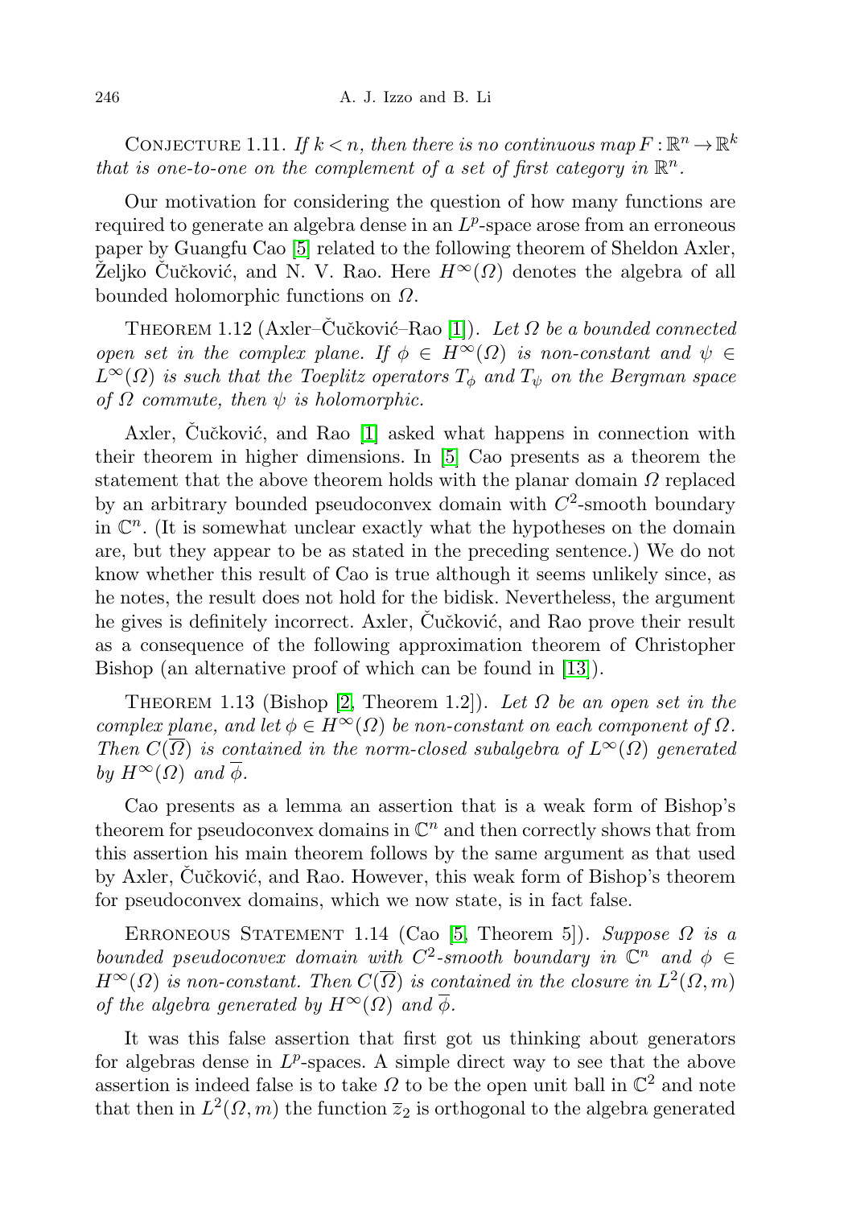CONJECTURE 1.11. *If $k < n$, then there is no continuous map $F : \mathbb{R}^n \to \mathbb{R}^k$ that is one-to-one on the complement of a set of first category in $\mathbb{R}^n$.*

Our motivation for considering the question of how many functions are required to generate an algebra dense in an $L^p$-space arose from an erroneous paper by Guangfu Cao [5] related to the following theorem of Sheldon Axler, Željko Čučković, and N. V. Rao. Here $H^\infty(\Omega)$ denotes the algebra of all bounded holomorphic functions on $\Omega$.

THEOREM 1.12 (Axler–Čučković–Rao [1]). *Let $\Omega$ be a bounded connected open set in the complex plane. If $\phi \in H^\infty(\Omega)$ is non-constant and $\psi \in L^\infty(\Omega)$ is such that the Toeplitz operators $T_\phi$ and $T_\psi$ on the Bergman space of $\Omega$ commute, then $\psi$ is holomorphic.*

Axler, Čučković, and Rao [1] asked what happens in connection with their theorem in higher dimensions. In [5] Cao presents as a theorem the statement that the above theorem holds with the planar domain $\Omega$ replaced by an arbitrary bounded pseudoconvex domain with $C^2$-smooth boundary in $\mathbb{C}^n$. (It is somewhat unclear exactly what the hypotheses on the domain are, but they appear to be as stated in the preceding sentence.) We do not know whether this result of Cao is true although it seems unlikely since, as he notes, the result does not hold for the bidisk. Nevertheless, the argument he gives is definitely incorrect. Axler, Čučković, and Rao prove their result as a consequence of the following approximation theorem of Christopher Bishop (an alternative proof of which can be found in [13]).

THEOREM 1.13 (Bishop [2, Theorem 1.2]). *Let $\Omega$ be an open set in the complex plane, and let $\phi \in H^\infty(\Omega)$ be non-constant on each component of $\Omega$. Then $C(\overline{\Omega})$ is contained in the norm-closed subalgebra of $L^\infty(\Omega)$ generated by $H^\infty(\Omega)$ and $\overline{\phi}$.*

Cao presents as a lemma an assertion that is a weak form of Bishop's theorem for pseudoconvex domains in $\mathbb{C}^n$ and then correctly shows that from this assertion his main theorem follows by the same argument as that used by Axler, Čučković, and Rao. However, this weak form of Bishop's theorem for pseudoconvex domains, which we now state, is in fact false.

ERRONEOUS STATEMENT 1.14 (Cao [5, Theorem 5]). *Suppose $\Omega$ is a bounded pseudoconvex domain with $C^2$-smooth boundary in $\mathbb{C}^n$ and $\phi \in H^\infty(\Omega)$ is non-constant. Then $C(\overline{\Omega})$ is contained in the closure in $L^2(\Omega, m)$ of the algebra generated by $H^\infty(\Omega)$ and $\overline{\phi}$.*

It was this false assertion that first got us thinking about generators for algebras dense in $L^p$-spaces. A simple direct way to see that the above assertion is indeed false is to take $\Omega$ to be the open unit ball in $\mathbb{C}^2$ and note that then in $L^2(\Omega, m)$ the function $\overline{z}_2$ is orthogonal to the algebra generated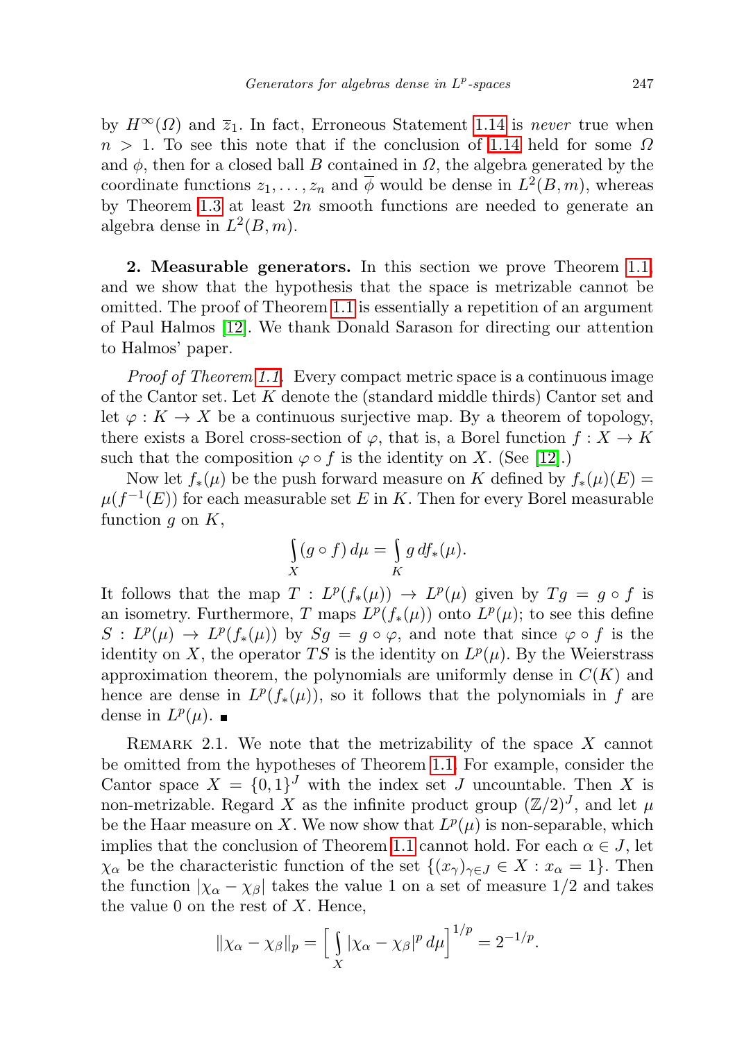by $H^\infty(\Omega)$ and $\overline{z}_1$. In fact, Erroneous Statement 1.14 is *never* true when $n > 1$. To see this note that if the conclusion of 1.14 held for some $\Omega$ and $\phi$, then for a closed ball $B$ contained in $\Omega$, the algebra generated by the coordinate functions $z_1, \ldots, z_n$ and $\overline{\phi}$ would be dense in $L^2(B, m)$, whereas by Theorem 1.3 at least $2n$ smooth functions are needed to generate an algebra dense in $L^2(B, m)$.

**2. Measurable generators.** In this section we prove Theorem 1.1, and we show that the hypothesis that the space is metrizable cannot be omitted. The proof of Theorem 1.1 is essentially a repetition of an argument of Paul Halmos [12]. We thank Donald Sarason for directing our attention to Halmos' paper.

*Proof of Theorem 1.1.* Every compact metric space is a continuous image of the Cantor set. Let $K$ denote the (standard middle thirds) Cantor set and let $\varphi : K \to X$ be a continuous surjective map. By a theorem of topology, there exists a Borel cross-section of $\varphi$, that is, a Borel function $f : X \to K$ such that the composition $\varphi \circ f$ is the identity on $X$. (See [12].)

Now let $f_*(\mu)$ be the push forward measure on $K$ defined by $f_*(\mu)(E) = \mu(f^{-1}(E))$ for each measurable set $E$ in $K$. Then for every Borel measurable function $g$ on $K$,

$$\int_X (g \circ f)\, d\mu = \int_K g\, df_*(\mu).$$

It follows that the map $T : L^p(f_*(\mu)) \to L^p(\mu)$ given by $Tg = g \circ f$ is an isometry. Furthermore, $T$ maps $L^p(f_*(\mu))$ onto $L^p(\mu)$; to see this define $S : L^p(\mu) \to L^p(f_*(\mu))$ by $Sg = g \circ \varphi$, and note that since $\varphi \circ f$ is the identity on $X$, the operator $TS$ is the identity on $L^p(\mu)$. By the Weierstrass approximation theorem, the polynomials are uniformly dense in $C(K)$ and hence are dense in $L^p(f_*(\mu))$, so it follows that the polynomials in $f$ are dense in $L^p(\mu)$. ∎

Remark 2.1. We note that the metrizability of the space $X$ cannot be omitted from the hypotheses of Theorem 1.1. For example, consider the Cantor space $X = \{0,1\}^J$ with the index set $J$ uncountable. Then $X$ is non-metrizable. Regard $X$ as the infinite product group $(\mathbb{Z}/2)^J$, and let $\mu$ be the Haar measure on $X$. We now show that $L^p(\mu)$ is non-separable, which implies that the conclusion of Theorem 1.1 cannot hold. For each $\alpha \in J$, let $\chi_\alpha$ be the characteristic function of the set $\{(x_\gamma)_{\gamma\in J} \in X : x_\alpha = 1\}$. Then the function $|\chi_\alpha - \chi_\beta|$ takes the value 1 on a set of measure 1/2 and takes the value 0 on the rest of $X$. Hence,

$$\|\chi_\alpha - \chi_\beta\|_p = \Big[\int_X |\chi_\alpha - \chi_\beta|^p\, d\mu\Big]^{1/p} = 2^{-1/p}.$$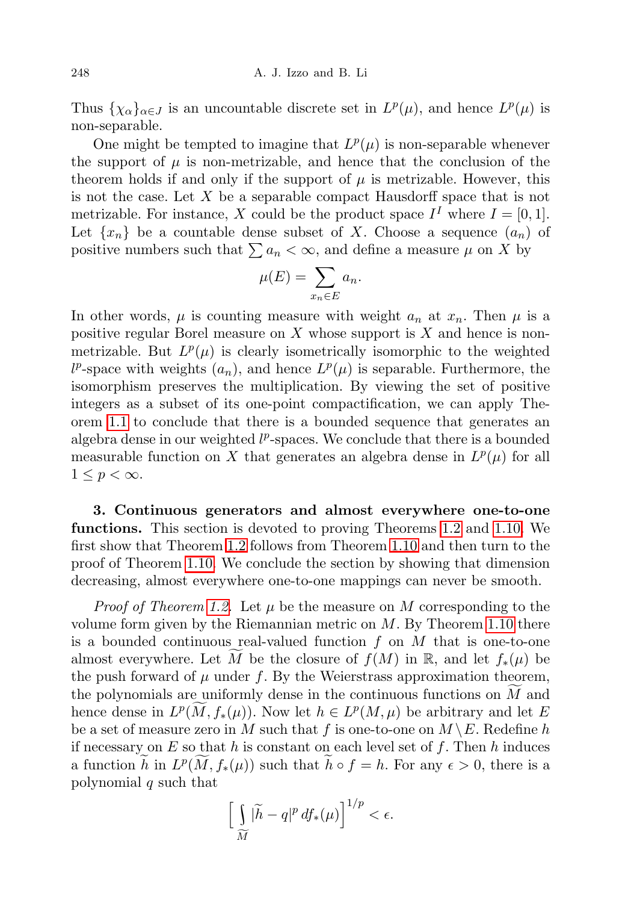Thus $\{\chi_\alpha\}_{\alpha\in J}$ is an uncountable discrete set in $L^p(\mu)$, and hence $L^p(\mu)$ is non-separable.

One might be tempted to imagine that $L^p(\mu)$ is non-separable whenever the support of $\mu$ is non-metrizable, and hence that the conclusion of the theorem holds if and only if the support of $\mu$ is metrizable. However, this is not the case. Let $X$ be a separable compact Hausdorff space that is not metrizable. For instance, $X$ could be the product space $I^I$ where $I = [0, 1]$. Let $\{x_n\}$ be a countable dense subset of $X$. Choose a sequence $(a_n)$ of positive numbers such that $\sum a_n < \infty$, and define a measure $\mu$ on $X$ by

$$\mu(E) = \sum_{x_n \in E} a_n.$$

In other words, $\mu$ is counting measure with weight $a_n$ at $x_n$. Then $\mu$ is a positive regular Borel measure on $X$ whose support is $X$ and hence is non-metrizable. But $L^p(\mu)$ is clearly isometrically isomorphic to the weighted $l^p$-space with weights $(a_n)$, and hence $L^p(\mu)$ is separable. Furthermore, the isomorphism preserves the multiplication. By viewing the set of positive integers as a subset of its one-point compactification, we can apply Theorem 1.1 to conclude that there is a bounded sequence that generates an algebra dense in our weighted $l^p$-spaces. We conclude that there is a bounded measurable function on $X$ that generates an algebra dense in $L^p(\mu)$ for all $1 \leq p < \infty$.

**3. Continuous generators and almost everywhere one-to-one functions.** This section is devoted to proving Theorems 1.2 and 1.10. We first show that Theorem 1.2 follows from Theorem 1.10 and then turn to the proof of Theorem 1.10. We conclude the section by showing that dimension decreasing, almost everywhere one-to-one mappings can never be smooth.

*Proof of Theorem 1.2.* Let $\mu$ be the measure on $M$ corresponding to the volume form given by the Riemannian metric on $M$. By Theorem 1.10 there is a bounded continuous real-valued function $f$ on $M$ that is one-to-one almost everywhere. Let $\widetilde{M}$ be the closure of $f(M)$ in $\mathbb{R}$, and let $f_*(\mu)$ be the push forward of $\mu$ under $f$. By the Weierstrass approximation theorem, the polynomials are uniformly dense in the continuous functions on $\widetilde{M}$ and hence dense in $L^p(\widetilde{M}, f_*(\mu))$. Now let $h \in L^p(M, \mu)$ be arbitrary and let $E$ be a set of measure zero in $M$ such that $f$ is one-to-one on $M \setminus E$. Redefine $h$ if necessary on $E$ so that $h$ is constant on each level set of $f$. Then $h$ induces a function $\widetilde{h}$ in $L^p(\widetilde{M}, f_*(\mu))$ such that $\widetilde{h} \circ f = h$. For any $\epsilon > 0$, there is a polynomial $q$ such that

$$\Big[ \int_{\widetilde{M}} |\widetilde{h} - q|^p \, df_*(\mu) \Big]^{1/p} < \epsilon.$$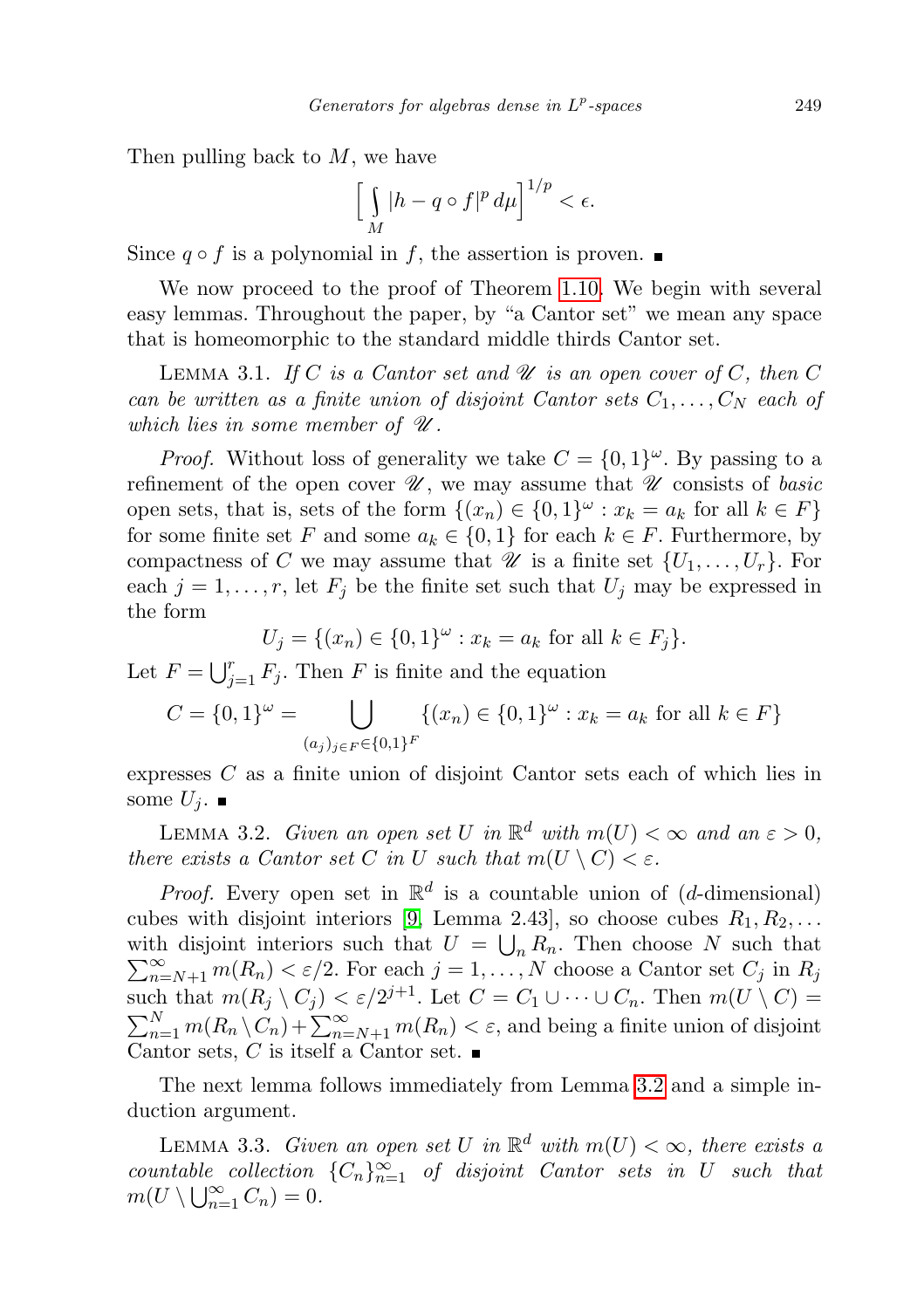Then pulling back to $M$, we have

$$\Big[ \int_M |h - q \circ f|^p \, d\mu \Big]^{1/p} < \epsilon.$$

Since $q \circ f$ is a polynomial in $f$, the assertion is proven. ∎

We now proceed to the proof of Theorem 1.10. We begin with several easy lemmas. Throughout the paper, by "a Cantor set" we mean any space that is homeomorphic to the standard middle thirds Cantor set.

LEMMA 3.1. *If $C$ is a Cantor set and $\mathscr{U}$ is an open cover of $C$, then $C$ can be written as a finite union of disjoint Cantor sets $C_1, \ldots, C_N$ each of which lies in some member of $\mathscr{U}$.*

*Proof.* Without loss of generality we take $C = \{0,1\}^\omega$. By passing to a refinement of the open cover $\mathscr{U}$, we may assume that $\mathscr{U}$ consists of *basic* open sets, that is, sets of the form $\{(x_n) \in \{0,1\}^\omega : x_k = a_k \text{ for all } k \in F\}$ for some finite set $F$ and some $a_k \in \{0,1\}$ for each $k \in F$. Furthermore, by compactness of $C$ we may assume that $\mathscr{U}$ is a finite set $\{U_1, \ldots, U_r\}$. For each $j = 1, \ldots, r$, let $F_j$ be the finite set such that $U_j$ may be expressed in the form

$$U_j = \{(x_n) \in \{0,1\}^\omega : x_k = a_k \text{ for all } k \in F_j\}.$$

Let $F = \bigcup_{j=1}^r F_j$. Then $F$ is finite and the equation

$$C = \{0,1\}^\omega = \bigcup_{(a_j)_{j \in F} \in \{0,1\}^F} \{(x_n) \in \{0,1\}^\omega : x_k = a_k \text{ for all } k \in F\}$$

expresses $C$ as a finite union of disjoint Cantor sets each of which lies in some $U_j$. ∎

LEMMA 3.2. *Given an open set $U$ in $\mathbb{R}^d$ with $m(U) < \infty$ and an $\varepsilon > 0$, there exists a Cantor set $C$ in $U$ such that $m(U \setminus C) < \varepsilon$.*

*Proof.* Every open set in $\mathbb{R}^d$ is a countable union of ($d$-dimensional) cubes with disjoint interiors [9, Lemma 2.43], so choose cubes $R_1, R_2, \ldots$ with disjoint interiors such that $U = \bigcup_n R_n$. Then choose $N$ such that $\sum_{n=N+1}^\infty m(R_n) < \varepsilon/2$. For each $j = 1, \ldots, N$ choose a Cantor set $C_j$ in $R_j$ such that $m(R_j \setminus C_j) < \varepsilon/2^{j+1}$. Let $C = C_1 \cup \cdots \cup C_n$. Then $m(U \setminus C) = \sum_{n=1}^N m(R_n \setminus C_n) + \sum_{n=N+1}^\infty m(R_n) < \varepsilon$, and being a finite union of disjoint Cantor sets, $C$ is itself a Cantor set. ∎

The next lemma follows immediately from Lemma 3.2 and a simple induction argument.

LEMMA 3.3. *Given an open set $U$ in $\mathbb{R}^d$ with $m(U) < \infty$, there exists a countable collection $\{C_n\}_{n=1}^\infty$ of disjoint Cantor sets in $U$ such that $m(U \setminus \bigcup_{n=1}^\infty C_n) = 0$.*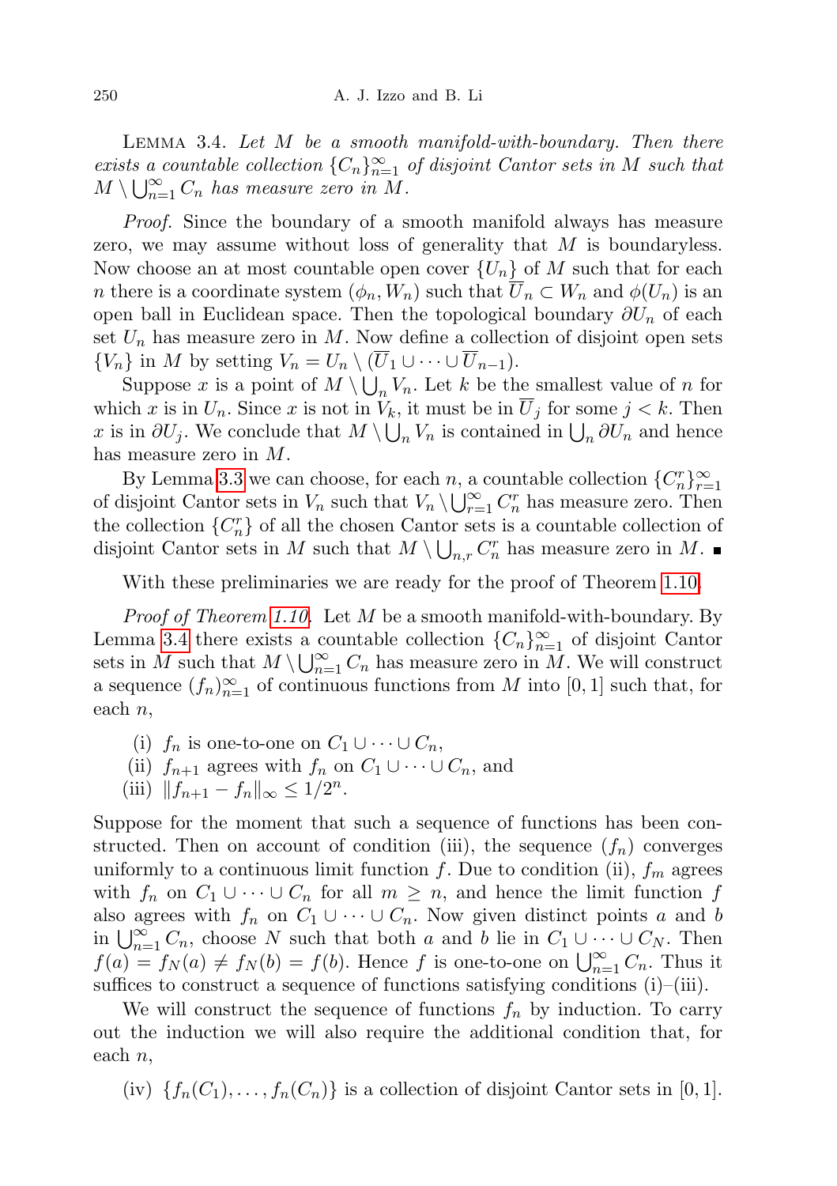Lemma 3.4. *Let $M$ be a smooth manifold-with-boundary. Then there exists a countable collection $\{C_n\}_{n=1}^\infty$ of disjoint Cantor sets in $M$ such that $M \setminus \bigcup_{n=1}^\infty C_n$ has measure zero in $M$.*

*Proof.* Since the boundary of a smooth manifold always has measure zero, we may assume without loss of generality that $M$ is boundaryless. Now choose an at most countable open cover $\{U_n\}$ of $M$ such that for each $n$ there is a coordinate system $(\phi_n, W_n)$ such that $\overline{U}_n \subset W_n$ and $\phi(U_n)$ is an open ball in Euclidean space. Then the topological boundary $\partial U_n$ of each set $U_n$ has measure zero in $M$. Now define a collection of disjoint open sets $\{V_n\}$ in $M$ by setting $V_n = U_n \setminus (\overline{U}_1 \cup \dots \cup \overline{U}_{n-1})$.

Suppose $x$ is a point of $M \setminus \bigcup_n V_n$. Let $k$ be the smallest value of $n$ for which $x$ is in $U_n$. Since $x$ is not in $V_k$, it must be in $\overline{U}_j$ for some $j < k$. Then $x$ is in $\partial U_j$. We conclude that $M \setminus \bigcup_n V_n$ is contained in $\bigcup_n \partial U_n$ and hence has measure zero in $M$.

By Lemma 3.3 we can choose, for each $n$, a countable collection $\{C_n^r\}_{r=1}^\infty$ of disjoint Cantor sets in $V_n$ such that $V_n \setminus \bigcup_{r=1}^\infty C_n^r$ has measure zero. Then the collection $\{C_n^r\}$ of all the chosen Cantor sets is a countable collection of disjoint Cantor sets in $M$ such that $M \setminus \bigcup_{n,r} C_n^r$ has measure zero in $M$. ∎

With these preliminaries we are ready for the proof of Theorem 1.10.

*Proof of Theorem 1.10.* Let $M$ be a smooth manifold-with-boundary. By Lemma 3.4 there exists a countable collection $\{C_n\}_{n=1}^\infty$ of disjoint Cantor sets in $M$ such that $M \setminus \bigcup_{n=1}^\infty C_n$ has measure zero in $M$. We will construct a sequence $(f_n)_{n=1}^\infty$ of continuous functions from $M$ into $[0,1]$ such that, for each $n$,

- (i) $f_n$ is one-to-one on $C_1 \cup \dots \cup C_n$,
- (ii) $f_{n+1}$ agrees with $f_n$ on $C_1 \cup \dots \cup C_n$, and
- (iii) $\|f_{n+1} - f_n\|_\infty \le 1/2^n$.

Suppose for the moment that such a sequence of functions has been constructed. Then on account of condition (iii), the sequence $(f_n)$ converges uniformly to a continuous limit function $f$. Due to condition (ii), $f_m$ agrees with $f_n$ on $C_1 \cup \dots \cup C_n$ for all $m \ge n$, and hence the limit function $f$ also agrees with $f_n$ on $C_1 \cup \dots \cup C_n$. Now given distinct points $a$ and $b$ in $\bigcup_{n=1}^\infty C_n$, choose $N$ such that both $a$ and $b$ lie in $C_1 \cup \dots \cup C_N$. Then $f(a) = f_N(a) \ne f_N(b) = f(b)$. Hence $f$ is one-to-one on $\bigcup_{n=1}^\infty C_n$. Thus it suffices to construct a sequence of functions satisfying conditions (i)–(iii).

We will construct the sequence of functions $f_n$ by induction. To carry out the induction we will also require the additional condition that, for each $n$,

- (iv) $\{f_n(C_1), \dots, f_n(C_n)\}$ is a collection of disjoint Cantor sets in $[0,1]$.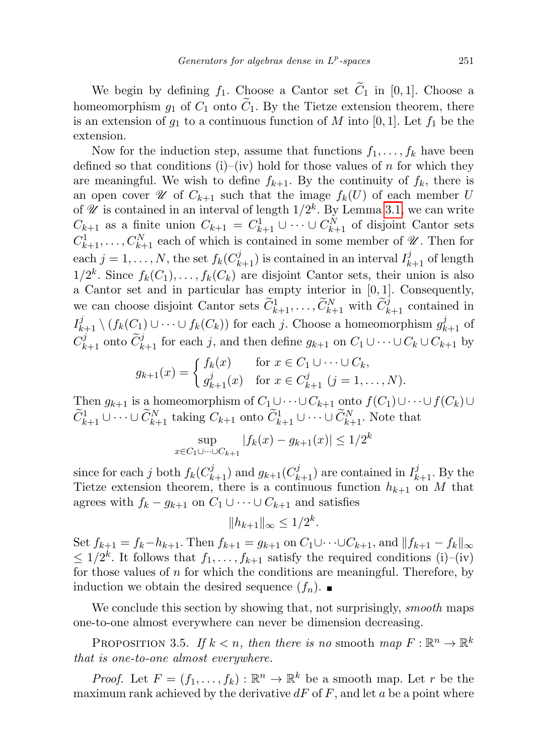We begin by defining $f_1$. Choose a Cantor set $\widetilde{C}_1$ in $[0,1]$. Choose a homeomorphism $g_1$ of $C_1$ onto $\widetilde{C}_1$. By the Tietze extension theorem, there is an extension of $g_1$ to a continuous function of $M$ into $[0,1]$. Let $f_1$ be the extension.

Now for the induction step, assume that functions $f_1, \ldots, f_k$ have been defined so that conditions (i)–(iv) hold for those values of $n$ for which they are meaningful. We wish to define $f_{k+1}$. By the continuity of $f_k$, there is an open cover $\mathscr{U}$ of $C_{k+1}$ such that the image $f_k(U)$ of each member $U$ of $\mathscr{U}$ is contained in an interval of length $1/2^k$. By Lemma 3.1, we can write $C_{k+1}$ as a finite union $C_{k+1} = C_{k+1}^1 \cup \cdots \cup C_{k+1}^N$ of disjoint Cantor sets $C_{k+1}^1, \ldots, C_{k+1}^N$ each of which is contained in some member of $\mathscr{U}$. Then for each $j = 1, \ldots, N$, the set $f_k(C_{k+1}^j)$ is contained in an interval $I_{k+1}^j$ of length $1/2^k$. Since $f_k(C_1), \ldots, f_k(C_k)$ are disjoint Cantor sets, their union is also a Cantor set and in particular has empty interior in $[0,1]$. Consequently, we can choose disjoint Cantor sets $\widetilde{C}_{k+1}^1, \ldots, \widetilde{C}_{k+1}^N$ with $\widetilde{C}_{k+1}^j$ contained in $I_{k+1}^j \setminus (f_k(C_1) \cup \cdots \cup f_k(C_k))$ for each $j$. Choose a homeomorphism $g_{k+1}^j$ of $C_{k+1}^j$ onto $\widetilde{C}_{k+1}^j$ for each $j$, and then define $g_{k+1}$ on $C_1 \cup \cdots \cup C_k \cup C_{k+1}$ by

$$g_{k+1}(x) = \begin{cases} f_k(x) & \text{for } x \in C_1 \cup \cdots \cup C_k, \\ g_{k+1}^j(x) & \text{for } x \in C_{k+1}^j \ (j = 1, \ldots, N). \end{cases}$$

Then $g_{k+1}$ is a homeomorphism of $C_1 \cup \cdots \cup C_{k+1}$ onto $f(C_1) \cup \cdots \cup f(C_k) \cup \widetilde{C}_{k+1}^1 \cup \cdots \cup \widetilde{C}_{k+1}^N$ taking $C_{k+1}$ onto $\widetilde{C}_{k+1}^1 \cup \cdots \cup \widetilde{C}_{k+1}^N$. Note that

$$\sup_{x \in C_1 \cup \cdots \cup C_{k+1}} |f_k(x) - g_{k+1}(x)| \leq 1/2^k$$

since for each $j$ both $f_k(C_{k+1}^j)$ and $g_{k+1}(C_{k+1}^j)$ are contained in $I_{k+1}^j$. By the Tietze extension theorem, there is a continuous function $h_{k+1}$ on $M$ that agrees with $f_k - g_{k+1}$ on $C_1 \cup \cdots \cup C_{k+1}$ and satisfies

$$\|h_{k+1}\|_\infty \leq 1/2^k.$$

Set $f_{k+1} = f_k - h_{k+1}$. Then $f_{k+1} = g_{k+1}$ on $C_1 \cup \cdots \cup C_{k+1}$, and $\|f_{k+1} - f_k\|_\infty \leq 1/2^k$. It follows that $f_1, \ldots, f_{k+1}$ satisfy the required conditions (i)–(iv) for those values of $n$ for which the conditions are meaningful. Therefore, by induction we obtain the desired sequence $(f_n)$. ∎

We conclude this section by showing that, not surprisingly, *smooth* maps one-to-one almost everywhere can never be dimension decreasing.

PROPOSITION 3.5. *If $k < n$, then there is no* smooth *map $F : \mathbb{R}^n \to \mathbb{R}^k$ that is one-to-one almost everywhere.*

*Proof.* Let $F = (f_1, \ldots, f_k) : \mathbb{R}^n \to \mathbb{R}^k$ be a smooth map. Let $r$ be the maximum rank achieved by the derivative $dF$ of $F$, and let $a$ be a point where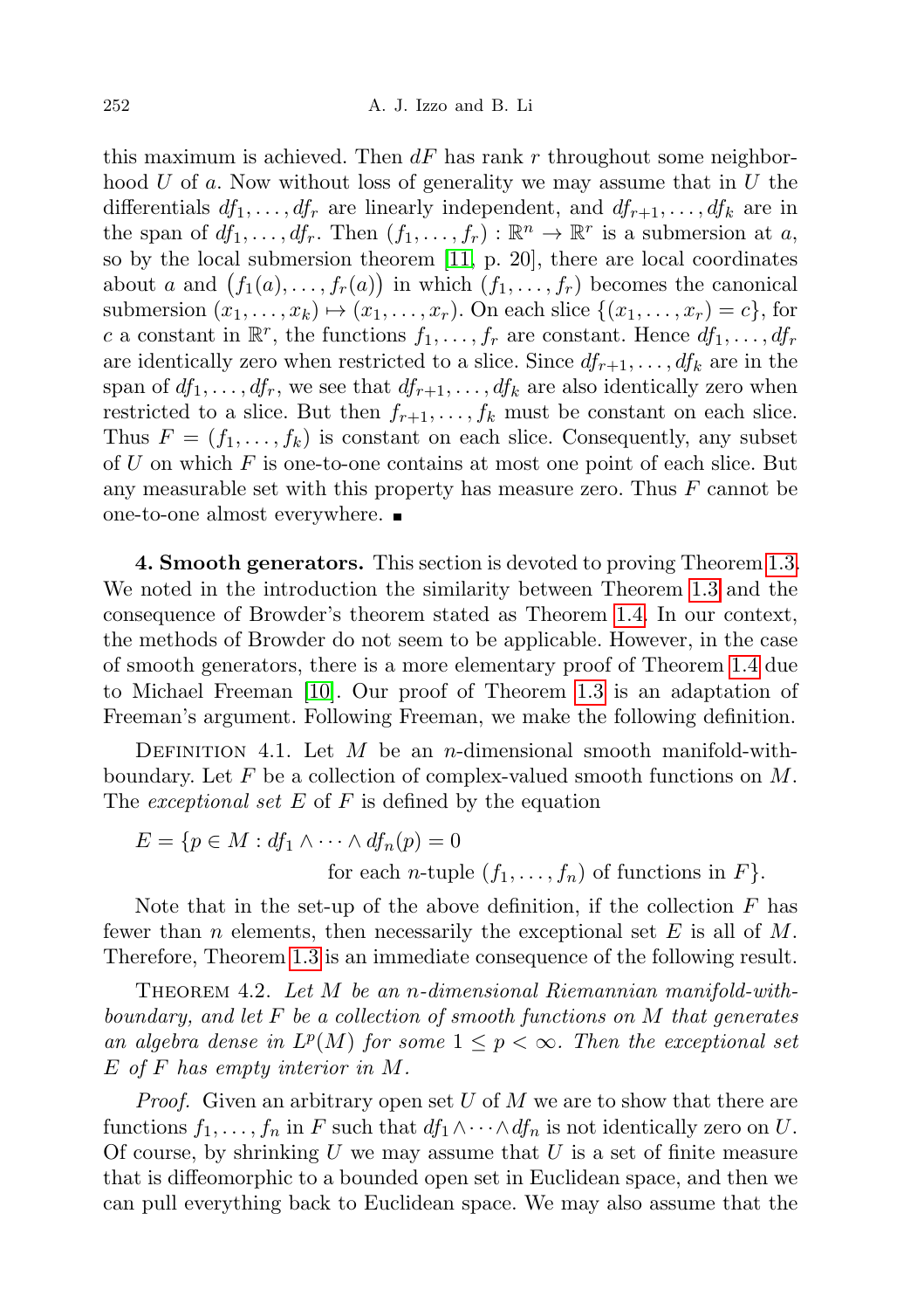this maximum is achieved. Then $dF$ has rank $r$ throughout some neighborhood $U$ of $a$. Now without loss of generality we may assume that in $U$ the differentials $df_1, \ldots, df_r$ are linearly independent, and $df_{r+1}, \ldots, df_k$ are in the span of $df_1, \ldots, df_r$. Then $(f_1, \ldots, f_r) : \mathbb{R}^n \to \mathbb{R}^r$ is a submersion at $a$, so by the local submersion theorem [11, p. 20], there are local coordinates about $a$ and $\big(f_1(a), \ldots, f_r(a)\big)$ in which $(f_1, \ldots, f_r)$ becomes the canonical submersion $(x_1, \ldots, x_k) \mapsto (x_1, \ldots, x_r)$. On each slice $\{(x_1, \ldots, x_r) = c\}$, for $c$ a constant in $\mathbb{R}^r$, the functions $f_1, \ldots, f_r$ are constant. Hence $df_1, \ldots, df_r$ are identically zero when restricted to a slice. Since $df_{r+1}, \ldots, df_k$ are in the span of $df_1, \ldots, df_r$, we see that $df_{r+1}, \ldots, df_k$ are also identically zero when restricted to a slice. But then $f_{r+1}, \ldots, f_k$ must be constant on each slice. Thus $F = (f_1, \ldots, f_k)$ is constant on each slice. Consequently, any subset of $U$ on which $F$ is one-to-one contains at most one point of each slice. But any measurable set with this property has measure zero. Thus $F$ cannot be one-to-one almost everywhere. ∎

**4. Smooth generators.** This section is devoted to proving Theorem 1.3. We noted in the introduction the similarity between Theorem 1.3 and the consequence of Browder's theorem stated as Theorem 1.4. In our context, the methods of Browder do not seem to be applicable. However, in the case of smooth generators, there is a more elementary proof of Theorem 1.4 due to Michael Freeman [10]. Our proof of Theorem 1.3 is an adaptation of Freeman's argument. Following Freeman, we make the following definition.

Definition 4.1. Let $M$ be an $n$-dimensional smooth manifold-with-boundary. Let $F$ be a collection of complex-valued smooth functions on $M$. The *exceptional set* $E$ of $F$ is defined by the equation

$$E = \{p \in M : df_1 \wedge \cdots \wedge df_n(p) = 0 \quad \text{for each } n\text{-tuple } (f_1, \ldots, f_n) \text{ of functions in } F\}.$$

Note that in the set-up of the above definition, if the collection $F$ has fewer than $n$ elements, then necessarily the exceptional set $E$ is all of $M$. Therefore, Theorem 1.3 is an immediate consequence of the following result.

Theorem 4.2. *Let $M$ be an $n$-dimensional Riemannian manifold-with-boundary, and let $F$ be a collection of smooth functions on $M$ that generates an algebra dense in $L^p(M)$ for some $1 \le p < \infty$. Then the exceptional set $E$ of $F$ has empty interior in $M$.*

*Proof.* Given an arbitrary open set $U$ of $M$ we are to show that there are functions $f_1, \ldots, f_n$ in $F$ such that $df_1 \wedge \cdots \wedge df_n$ is not identically zero on $U$. Of course, by shrinking $U$ we may assume that $U$ is a set of finite measure that is diffeomorphic to a bounded open set in Euclidean space, and then we can pull everything back to Euclidean space. We may also assume that the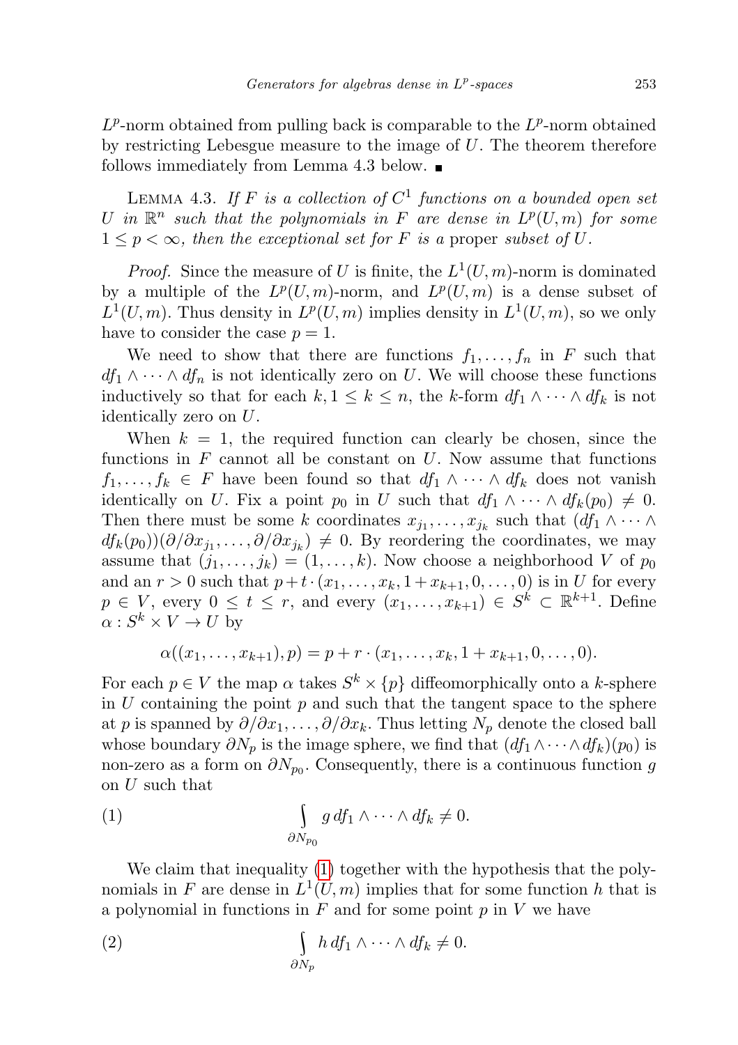$L^p$-norm obtained from pulling back is comparable to the $L^p$-norm obtained by restricting Lebesgue measure to the image of $U$. The theorem therefore follows immediately from Lemma 4.3 below. ■

LEMMA 4.3. *If $F$ is a collection of $C^1$ functions on a bounded open set $U$ in $\mathbb{R}^n$ such that the polynomials in $F$ are dense in $L^p(U,m)$ for some $1 \le p < \infty$, then the exceptional set for $F$ is a* proper *subset of $U$.*

*Proof.* Since the measure of $U$ is finite, the $L^1(U,m)$-norm is dominated by a multiple of the $L^p(U,m)$-norm, and $L^p(U,m)$ is a dense subset of $L^1(U,m)$. Thus density in $L^p(U,m)$ implies density in $L^1(U,m)$, so we only have to consider the case $p = 1$.

We need to show that there are functions $f_1, \dots, f_n$ in $F$ such that $df_1 \wedge \dots \wedge df_n$ is not identically zero on $U$. We will choose these functions inductively so that for each $k, 1 \le k \le n$, the $k$-form $df_1 \wedge \dots \wedge df_k$ is not identically zero on $U$.

When $k = 1$, the required function can clearly be chosen, since the functions in $F$ cannot all be constant on $U$. Now assume that functions $f_1, \dots, f_k \in F$ have been found so that $df_1 \wedge \dots \wedge df_k$ does not vanish identically on $U$. Fix a point $p_0$ in $U$ such that $df_1 \wedge \dots \wedge df_k(p_0) \neq 0$. Then there must be some $k$ coordinates $x_{j_1}, \dots, x_{j_k}$ such that $(df_1 \wedge \dots \wedge df_k(p_0))(\partial/\partial x_{j_1}, \dots, \partial/\partial x_{j_k}) \neq 0$. By reordering the coordinates, we may assume that $(j_1, \dots, j_k) = (1, \dots, k)$. Now choose a neighborhood $V$ of $p_0$ and an $r > 0$ such that $p + t \cdot (x_1, \dots, x_k, 1 + x_{k+1}, 0, \dots, 0)$ is in $U$ for every $p \in V$, every $0 \le t \le r$, and every $(x_1, \dots, x_{k+1}) \in S^k \subset \mathbb{R}^{k+1}$. Define $\alpha : S^k \times V \to U$ by

$$\alpha((x_1, \dots, x_{k+1}), p) = p + r \cdot (x_1, \dots, x_k, 1 + x_{k+1}, 0, \dots, 0).$$

For each $p \in V$ the map $\alpha$ takes $S^k \times \{p\}$ diffeomorphically onto a $k$-sphere in $U$ containing the point $p$ and such that the tangent space to the sphere at $p$ is spanned by $\partial/\partial x_1, \dots, \partial/\partial x_k$. Thus letting $N_p$ denote the closed ball whose boundary $\partial N_p$ is the image sphere, we find that $(df_1 \wedge \dots \wedge df_k)(p_0)$ is non-zero as a form on $\partial N_{p_0}$. Consequently, there is a continuous function $g$ on $U$ such that

$$\int_{\partial N_{p_0}} g \, df_1 \wedge \dots \wedge df_k \neq 0. \tag{1}$$

We claim that inequality (1) together with the hypothesis that the polynomials in $F$ are dense in $L^1(U,m)$ implies that for some function $h$ that is a polynomial in functions in $F$ and for some point $p$ in $V$ we have

$$\int_{\partial N_p} h \, df_1 \wedge \dots \wedge df_k \neq 0. \tag{2}$$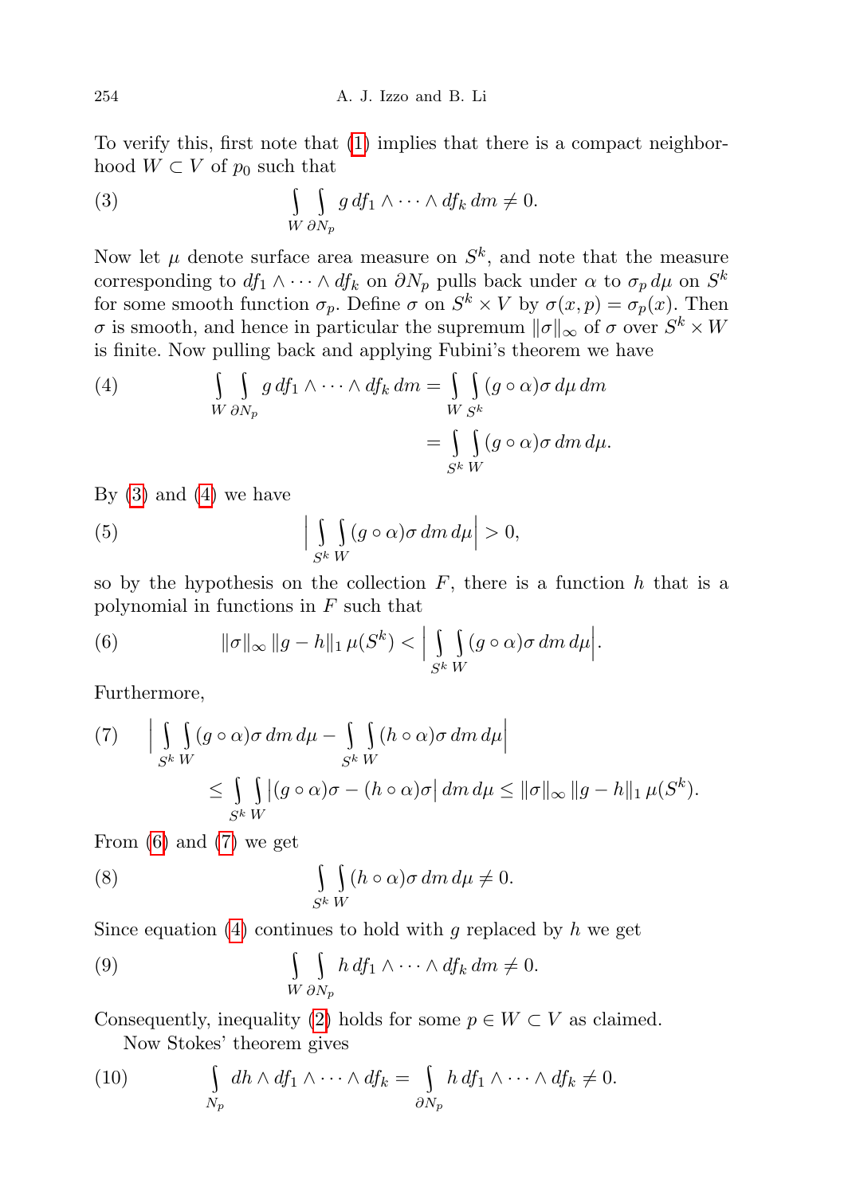To verify this, first note that (1) implies that there is a compact neighborhood $W \subset V$ of $p_0$ such that

$$\int_W \int_{\partial N_p} g \, df_1 \wedge \cdots \wedge df_k \, dm \neq 0. \tag{3}$$

Now let $\mu$ denote surface area measure on $S^k$, and note that the measure corresponding to $df_1 \wedge \cdots \wedge df_k$ on $\partial N_p$ pulls back under $\alpha$ to $\sigma_p \, d\mu$ on $S^k$ for some smooth function $\sigma_p$. Define $\sigma$ on $S^k \times V$ by $\sigma(x, p) = \sigma_p(x)$. Then $\sigma$ is smooth, and hence in particular the supremum $\|\sigma\|_\infty$ of $\sigma$ over $S^k \times W$ is finite. Now pulling back and applying Fubini's theorem we have

$$\begin{aligned} \int_W \int_{\partial N_p} g \, df_1 \wedge \cdots \wedge df_k \, dm &= \int_W \int_{S^k} (g \circ \alpha) \sigma \, d\mu \, dm \\ &= \int_{S^k} \int_W (g \circ \alpha) \sigma \, dm \, d\mu. \end{aligned} \tag{4}$$

By (3) and (4) we have

$$\Big| \int_{S^k} \int_W (g \circ \alpha) \sigma \, dm \, d\mu \Big| > 0, \tag{5}$$

so by the hypothesis on the collection $F$, there is a function $h$ that is a polynomial in functions in $F$ such that

$$\|\sigma\|_\infty \, \|g - h\|_1 \, \mu(S^k) < \Big| \int_{S^k} \int_W (g \circ \alpha) \sigma \, dm \, d\mu \Big|. \tag{6}$$

Furthermore,

$$\begin{aligned} &\Big| \int_{S^k} \int_W (g \circ \alpha) \sigma \, dm \, d\mu - \int_{S^k} \int_W (h \circ \alpha) \sigma \, dm \, d\mu \Big| \\ &\qquad \leq \int_{S^k} \int_W \big| (g \circ \alpha) \sigma - (h \circ \alpha) \sigma \big| \, dm \, d\mu \leq \|\sigma\|_\infty \, \|g - h\|_1 \, \mu(S^k). \end{aligned} \tag{7}$$

From (6) and (7) we get

$$\int_{S^k} \int_W (h \circ \alpha) \sigma \, dm \, d\mu \neq 0. \tag{8}$$

Since equation (4) continues to hold with $g$ replaced by $h$ we get

$$\int_W \int_{\partial N_p} h \, df_1 \wedge \cdots \wedge df_k \, dm \neq 0. \tag{9}$$

Consequently, inequality (2) holds for some $p \in W \subset V$ as claimed.

Now Stokes' theorem gives

$$\int_{N_p} dh \wedge df_1 \wedge \cdots \wedge df_k = \int_{\partial N_p} h \, df_1 \wedge \cdots \wedge df_k \neq 0. \tag{10}$$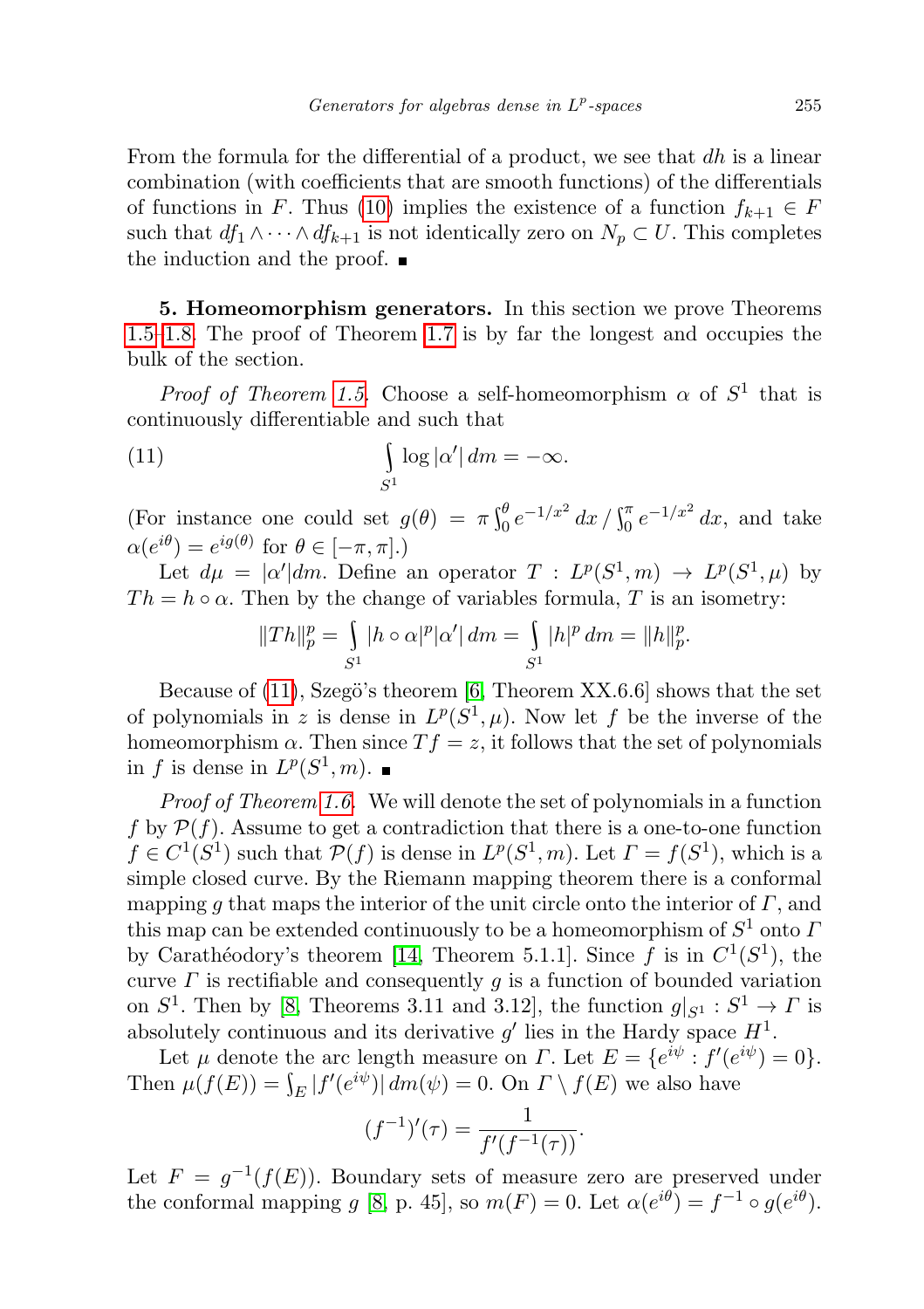From the formula for the differential of a product, we see that $dh$ is a linear combination (with coefficients that are smooth functions) of the differentials of functions in $F$. Thus (10) implies the existence of a function $f_{k+1} \in F$ such that $df_1 \wedge \cdots \wedge df_{k+1}$ is not identically zero on $N_p \subset U$. This completes the induction and the proof. ∎

**5. Homeomorphism generators.** In this section we prove Theorems 1.5–1.8. The proof of Theorem 1.7 is by far the longest and occupies the bulk of the section.

*Proof of Theorem 1.5.* Choose a self-homeomorphism $\alpha$ of $S^1$ that is continuously differentiable and such that

$$\int_{S^1} \log |\alpha'|\, dm = -\infty. \tag{11}$$

(For instance one could set $g(\theta) = \pi \int_0^\theta e^{-1/x^2}\, dx \,/\, \int_0^\pi e^{-1/x^2}\, dx$, and take $\alpha(e^{i\theta}) = e^{ig(\theta)}$ for $\theta \in [-\pi, \pi]$.)

Let $d\mu = |\alpha'| dm$. Define an operator $T : L^p(S^1, m) \to L^p(S^1, \mu)$ by $Th = h \circ \alpha$. Then by the change of variables formula, $T$ is an isometry:

$$\|Th\|_p^p = \int_{S^1} |h \circ \alpha|^p |\alpha'|\, dm = \int_{S^1} |h|^p\, dm = \|h\|_p^p.$$

Because of (11), Szegö's theorem [6, Theorem XX.6.6] shows that the set of polynomials in $z$ is dense in $L^p(S^1, \mu)$. Now let $f$ be the inverse of the homeomorphism $\alpha$. Then since $Tf = z$, it follows that the set of polynomials in $f$ is dense in $L^p(S^1, m)$. ∎

*Proof of Theorem 1.6.* We will denote the set of polynomials in a function $f$ by $\mathcal{P}(f)$. Assume to get a contradiction that there is a one-to-one function $f \in C^1(S^1)$ such that $\mathcal{P}(f)$ is dense in $L^p(S^1, m)$. Let $\Gamma = f(S^1)$, which is a simple closed curve. By the Riemann mapping theorem there is a conformal mapping $g$ that maps the interior of the unit circle onto the interior of $\Gamma$, and this map can be extended continuously to be a homeomorphism of $S^1$ onto $\Gamma$ by Carathéodory's theorem [14, Theorem 5.1.1]. Since $f$ is in $C^1(S^1)$, the curve $\Gamma$ is rectifiable and consequently $g$ is a function of bounded variation on $S^1$. Then by [8, Theorems 3.11 and 3.12], the function $g|_{S^1} : S^1 \to \Gamma$ is absolutely continuous and its derivative $g'$ lies in the Hardy space $H^1$.

Let $\mu$ denote the arc length measure on $\Gamma$. Let $E = \{e^{i\psi} : f'(e^{i\psi}) = 0\}$. Then $\mu(f(E)) = \int_E |f'(e^{i\psi})|\, dm(\psi) = 0$. On $\Gamma \setminus f(E)$ we also have

$$(f^{-1})'(\tau) = \frac{1}{f'(f^{-1}(\tau))}.$$

Let $F = g^{-1}(f(E))$. Boundary sets of measure zero are preserved under the conformal mapping $g$ [8, p. 45], so $m(F) = 0$. Let $\alpha(e^{i\theta}) = f^{-1} \circ g(e^{i\theta})$.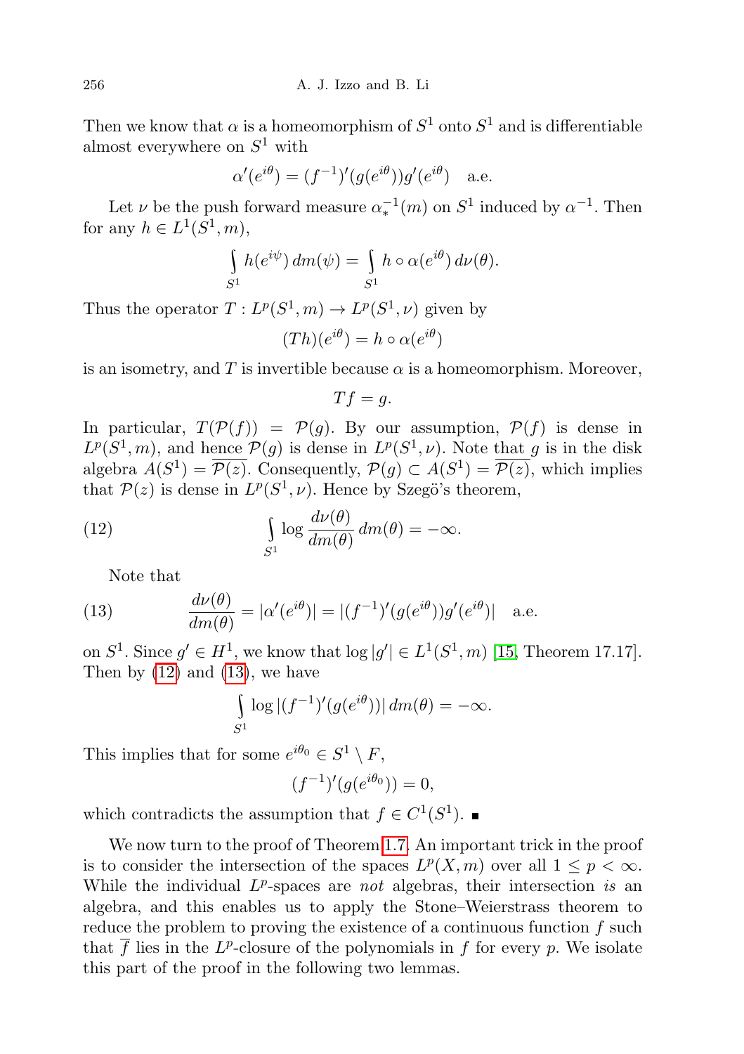Then we know that $\alpha$ is a homeomorphism of $S^1$ onto $S^1$ and is differentiable almost everywhere on $S^1$ with

$$\alpha'(e^{i\theta}) = (f^{-1})'(g(e^{i\theta}))g'(e^{i\theta}) \quad \text{a.e.}$$

Let $\nu$ be the push forward measure $\alpha_*^{-1}(m)$ on $S^1$ induced by $\alpha^{-1}$. Then for any $h \in L^1(S^1, m)$,

$$\int_{S^1} h(e^{i\psi})\, dm(\psi) = \int_{S^1} h \circ \alpha(e^{i\theta})\, d\nu(\theta).$$

Thus the operator $T : L^p(S^1, m) \to L^p(S^1, \nu)$ given by

$$(Th)(e^{i\theta}) = h \circ \alpha(e^{i\theta})$$

is an isometry, and $T$ is invertible because $\alpha$ is a homeomorphism. Moreover,

$$Tf = g.$$

In particular, $T(\mathcal{P}(f)) = \mathcal{P}(g)$. By our assumption, $\mathcal{P}(f)$ is dense in $L^p(S^1, m)$, and hence $\mathcal{P}(g)$ is dense in $L^p(S^1, \nu)$. Note that $g$ is in the disk algebra $A(S^1) = \overline{\mathcal{P}(z)}$. Consequently, $\mathcal{P}(g) \subset A(S^1) = \overline{\mathcal{P}(z)}$, which implies that $\mathcal{P}(z)$ is dense in $L^p(S^1, \nu)$. Hence by Szegö's theorem,

$$\int_{S^1} \log \frac{d\nu(\theta)}{dm(\theta)}\, dm(\theta) = -\infty. \tag{12}$$

Note that

$$\frac{d\nu(\theta)}{dm(\theta)} = |\alpha'(e^{i\theta})| = |(f^{-1})'(g(e^{i\theta}))g'(e^{i\theta})| \quad \text{a.e.} \tag{13}$$

on $S^1$. Since $g' \in H^1$, we know that $\log|g'| \in L^1(S^1, m)$ [15, Theorem 17.17]. Then by (12) and (13), we have

$$\int_{S^1} \log|(f^{-1})'(g(e^{i\theta}))|\, dm(\theta) = -\infty.$$

This implies that for some $e^{i\theta_0} \in S^1 \setminus F$,

$$(f^{-1})'(g(e^{i\theta_0})) = 0,$$

which contradicts the assumption that $f \in C^1(S^1)$. ∎

We now turn to the proof of Theorem 1.7. An important trick in the proof is to consider the intersection of the spaces $L^p(X, m)$ over all $1 \le p < \infty$. While the individual $L^p$-spaces are *not* algebras, their intersection *is* an algebra, and this enables us to apply the Stone–Weierstrass theorem to reduce the problem to proving the existence of a continuous function $f$ such that $\overline{f}$ lies in the $L^p$-closure of the polynomials in $f$ for every $p$. We isolate this part of the proof in the following two lemmas.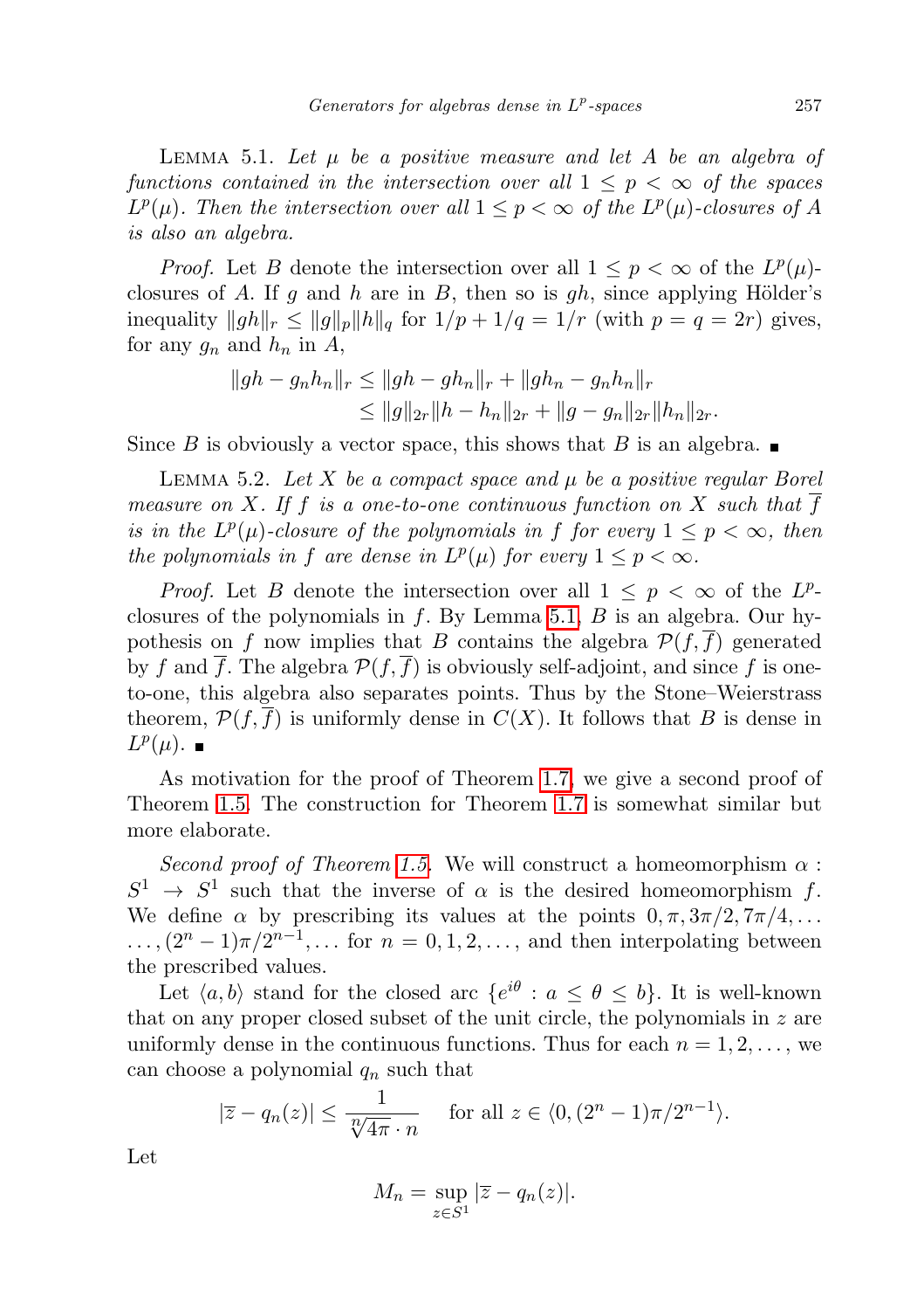Lemma 5.1. *Let $\mu$ be a positive measure and let $A$ be an algebra of functions contained in the intersection over all $1 \le p < \infty$ of the spaces $L^p(\mu)$. Then the intersection over all $1 \le p < \infty$ of the $L^p(\mu)$-closures of $A$ is also an algebra.*

*Proof.* Let $B$ denote the intersection over all $1 \le p < \infty$ of the $L^p(\mu)$-closures of $A$. If $g$ and $h$ are in $B$, then so is $gh$, since applying Hölder's inequality $\|gh\|_r \le \|g\|_p \|h\|_q$ for $1/p + 1/q = 1/r$ (with $p = q = 2r$) gives, for any $g_n$ and $h_n$ in $A$,

$$
\begin{aligned}
\|gh - g_n h_n\|_r &\le \|gh - gh_n\|_r + \|gh_n - g_n h_n\|_r \\
&\le \|g\|_{2r} \|h - h_n\|_{2r} + \|g - g_n\|_{2r} \|h_n\|_{2r}.
\end{aligned}
$$

Since $B$ is obviously a vector space, this shows that $B$ is an algebra. ∎

Lemma 5.2. *Let $X$ be a compact space and $\mu$ be a positive regular Borel measure on $X$. If $f$ is a one-to-one continuous function on $X$ such that $\overline{f}$ is in the $L^p(\mu)$-closure of the polynomials in $f$ for every $1 \le p < \infty$, then the polynomials in $f$ are dense in $L^p(\mu)$ for every $1 \le p < \infty$.*

*Proof.* Let $B$ denote the intersection over all $1 \le p < \infty$ of the $L^p$-closures of the polynomials in $f$. By Lemma 5.1, $B$ is an algebra. Our hypothesis on $f$ now implies that $B$ contains the algebra $\mathcal{P}(f, \overline{f})$ generated by $f$ and $\overline{f}$. The algebra $\mathcal{P}(f, \overline{f})$ is obviously self-adjoint, and since $f$ is one-to-one, this algebra also separates points. Thus by the Stone–Weierstrass theorem, $\mathcal{P}(f, \overline{f})$ is uniformly dense in $C(X)$. It follows that $B$ is dense in $L^p(\mu)$. ∎

As motivation for the proof of Theorem 1.7, we give a second proof of Theorem 1.5. The construction for Theorem 1.7 is somewhat similar but more elaborate.

*Second proof of Theorem 1.5.* We will construct a homeomorphism $\alpha : S^1 \to S^1$ such that the inverse of $\alpha$ is the desired homeomorphism $f$. We define $\alpha$ by prescribing its values at the points $0, \pi, 3\pi/2, 7\pi/4, \ldots$ $\ldots, (2^n - 1)\pi/2^{n-1}, \ldots$ for $n = 0, 1, 2, \ldots$, and then interpolating between the prescribed values.

Let $\langle a, b\rangle$ stand for the closed arc $\{e^{i\theta} : a \le \theta \le b\}$. It is well-known that on any proper closed subset of the unit circle, the polynomials in $z$ are uniformly dense in the continuous functions. Thus for each $n = 1, 2, \ldots$, we can choose a polynomial $q_n$ such that

$$
|\overline{z} - q_n(z)| \le \frac{1}{\sqrt[n]{4\pi} \cdot n} \quad \text{for all } z \in \langle 0, (2^n - 1)\pi/2^{n-1}\rangle.
$$

Let

$$
M_n = \sup_{z \in S^1} |\overline{z} - q_n(z)|.
$$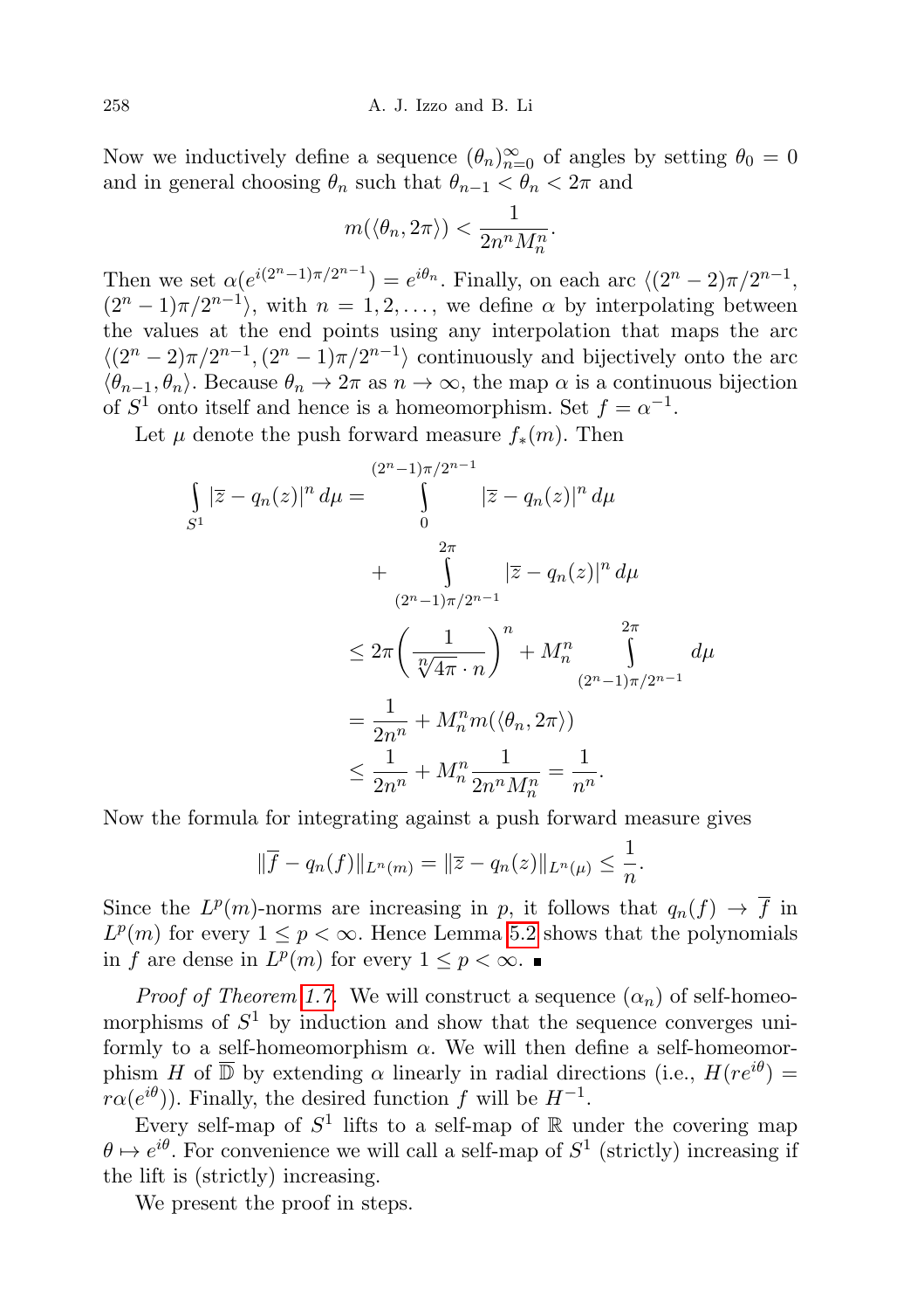Now we inductively define a sequence $(\theta_n)_{n=0}^{\infty}$ of angles by setting $\theta_0 = 0$ and in general choosing $\theta_n$ such that $\theta_{n-1} < \theta_n < 2\pi$ and

$$m(\langle \theta_n, 2\pi \rangle) < \frac{1}{2n^n M_n^n}.$$

Then we set $\alpha(e^{i(2^n-1)\pi/2^{n-1}}) = e^{i\theta_n}$. Finally, on each arc $\langle (2^n-2)\pi/2^{n-1}, (2^n-1)\pi/2^{n-1} \rangle$, with $n = 1, 2, \ldots$, we define $\alpha$ by interpolating between the values at the end points using any interpolation that maps the arc $\langle (2^n-2)\pi/2^{n-1}, (2^n-1)\pi/2^{n-1} \rangle$ continuously and bijectively onto the arc $\langle \theta_{n-1}, \theta_n \rangle$. Because $\theta_n \to 2\pi$ as $n \to \infty$, the map $\alpha$ is a continuous bijection of $S^1$ onto itself and hence is a homeomorphism. Set $f = \alpha^{-1}$.

Let $\mu$ denote the push forward measure $f_*(m)$. Then

$$\begin{aligned}
\int_{S^1} |\overline{z} - q_n(z)|^n \, d\mu &= \int_0^{(2^n-1)\pi/2^{n-1}} |\overline{z} - q_n(z)|^n \, d\mu \\
&\quad + \int_{(2^n-1)\pi/2^{n-1}}^{2\pi} |\overline{z} - q_n(z)|^n \, d\mu \\
&\leq 2\pi \left( \frac{1}{\sqrt[n]{4\pi} \cdot n} \right)^n + M_n^n \int_{(2^n-1)\pi/2^{n-1}}^{2\pi} d\mu \\
&= \frac{1}{2n^n} + M_n^n m(\langle \theta_n, 2\pi \rangle) \\
&\leq \frac{1}{2n^n} + M_n^n \frac{1}{2n^n M_n^n} = \frac{1}{n^n}.
\end{aligned}$$

Now the formula for integrating against a push forward measure gives

$$\|\overline{f} - q_n(f)\|_{L^n(m)} = \|\overline{z} - q_n(z)\|_{L^n(\mu)} \leq \frac{1}{n}.$$

Since the $L^p(m)$-norms are increasing in $p$, it follows that $q_n(f) \to \overline{f}$ in $L^p(m)$ for every $1 \leq p < \infty$. Hence Lemma 5.2 shows that the polynomials in $f$ are dense in $L^p(m)$ for every $1 \leq p < \infty$. ■

*Proof of Theorem 1.7.* We will construct a sequence $(\alpha_n)$ of self-homeomorphisms of $S^1$ by induction and show that the sequence converges uniformly to a self-homeomorphism $\alpha$. We will then define a self-homeomorphism $H$ of $\overline{\mathbb{D}}$ by extending $\alpha$ linearly in radial directions (i.e., $H(re^{i\theta}) = r\alpha(e^{i\theta})$). Finally, the desired function $f$ will be $H^{-1}$.

Every self-map of $S^1$ lifts to a self-map of $\mathbb{R}$ under the covering map $\theta \mapsto e^{i\theta}$. For convenience we will call a self-map of $S^1$ (strictly) increasing if the lift is (strictly) increasing.

We present the proof in steps.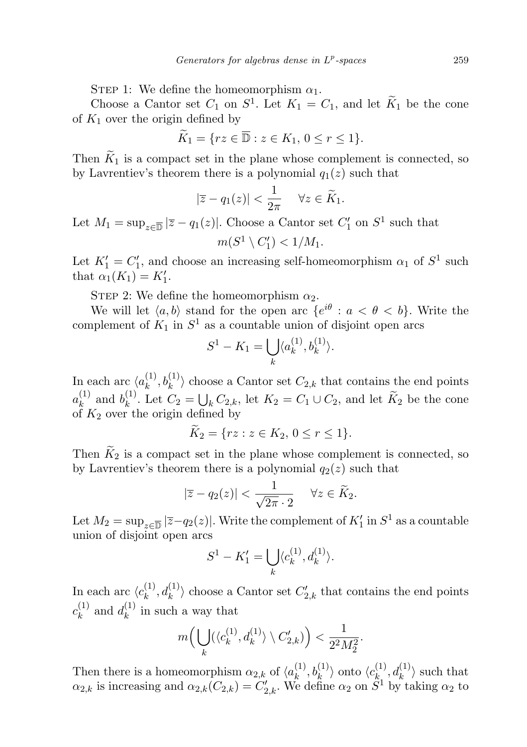Step 1: We define the homeomorphism $\alpha_1$.

Choose a Cantor set $C_1$ on $S^1$. Let $K_1 = C_1$, and let $\widetilde{K}_1$ be the cone of $K_1$ over the origin defined by

$$\widetilde{K}_1 = \{rz \in \overline{\mathbb{D}} : z \in K_1,\ 0 \le r \le 1\}.$$

Then $\widetilde{K}_1$ is a compact set in the plane whose complement is connected, so by Lavrentiev's theorem there is a polynomial $q_1(z)$ such that

$$|\overline{z} - q_1(z)| < \frac{1}{2\pi} \quad \forall z \in \widetilde{K}_1.$$

Let $M_1 = \sup_{z \in \overline{\mathbb{D}}} |\overline{z} - q_1(z)|$. Choose a Cantor set $C_1'$ on $S^1$ such that

$$m(S^1 \setminus C_1') < 1/M_1.$$

Let $K_1' = C_1'$, and choose an increasing self-homeomorphism $\alpha_1$ of $S^1$ such that $\alpha_1(K_1) = K_1'$.

Step 2: We define the homeomorphism $\alpha_2$.

We will let $\langle a, b\rangle$ stand for the open arc $\{e^{i\theta} : a < \theta < b\}$. Write the complement of $K_1$ in $S^1$ as a countable union of disjoint open arcs

$$S^1 - K_1 = \bigcup_k \langle a_k^{(1)}, b_k^{(1)}\rangle.$$

In each arc $\langle a_k^{(1)}, b_k^{(1)}\rangle$ choose a Cantor set $C_{2,k}$ that contains the end points $a_k^{(1)}$ and $b_k^{(1)}$. Let $C_2 = \bigcup_k C_{2,k}$, let $K_2 = C_1 \cup C_2$, and let $\widetilde{K}_2$ be the cone of $K_2$ over the origin defined by

$$\widetilde{K}_2 = \{rz : z \in K_2,\ 0 \le r \le 1\}.$$

Then $\widetilde{K}_2$ is a compact set in the plane whose complement is connected, so by Lavrentiev's theorem there is a polynomial $q_2(z)$ such that

$$|\overline{z} - q_2(z)| < \frac{1}{\sqrt{2\pi} \cdot 2} \quad \forall z \in \widetilde{K}_2.$$

Let $M_2 = \sup_{z \in \overline{\mathbb{D}}} |\overline{z} - q_2(z)|$. Write the complement of $K_1'$ in $S^1$ as a countable union of disjoint open arcs

$$S^1 - K_1' = \bigcup_k \langle c_k^{(1)}, d_k^{(1)}\rangle.$$

In each arc $\langle c_k^{(1)}, d_k^{(1)}\rangle$ choose a Cantor set $C_{2,k}'$ that contains the end points $c_k^{(1)}$ and $d_k^{(1)}$ in such a way that

$$m\Big(\bigcup_k (\langle c_k^{(1)}, d_k^{(1)}\rangle \setminus C_{2,k}')\Big) < \frac{1}{2^2 M_2^2}.$$

Then there is a homeomorphism $\alpha_{2,k}$ of $\langle a_k^{(1)}, b_k^{(1)}\rangle$ onto $\langle c_k^{(1)}, d_k^{(1)}\rangle$ such that $\alpha_{2,k}$ is increasing and $\alpha_{2,k}(C_{2,k}) = C_{2,k}'$. We define $\alpha_2$ on $S^1$ by taking $\alpha_2$ to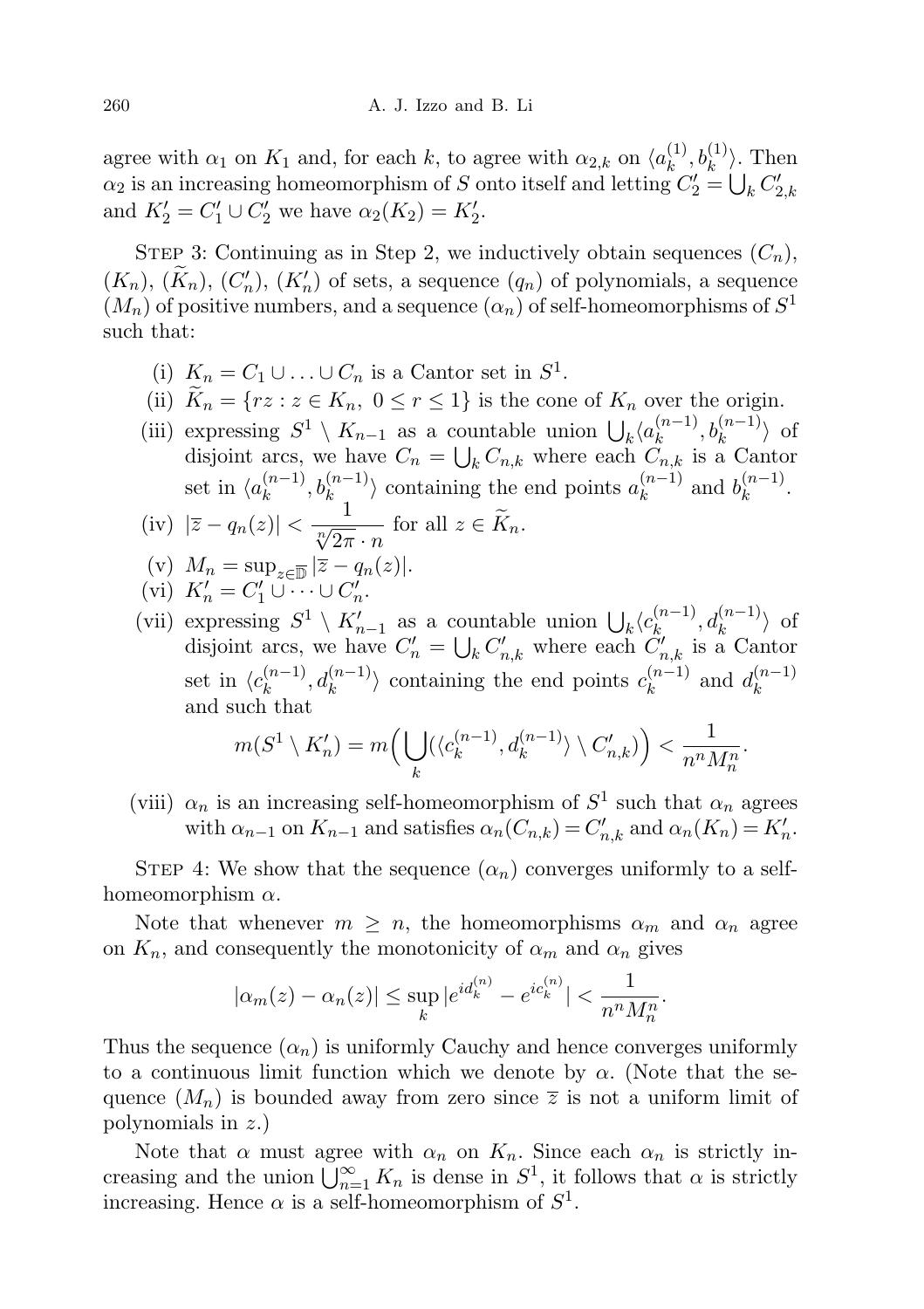agree with $\alpha_1$ on $K_1$ and, for each $k$, to agree with $\alpha_{2,k}$ on $\langle a_k^{(1)}, b_k^{(1)}\rangle$. Then $\alpha_2$ is an increasing homeomorphism of $S$ onto itself and letting $C_2' = \bigcup_k C_{2,k}'$ and $K_2' = C_1' \cup C_2'$ we have $\alpha_2(K_2) = K_2'$.

STEP 3: Continuing as in Step 2, we inductively obtain sequences $(C_n)$, $(K_n)$, $(\widetilde{K}_n)$, $(C_n')$, $(K_n')$ of sets, a sequence $(q_n)$ of polynomials, a sequence $(M_n)$ of positive numbers, and a sequence $(\alpha_n)$ of self-homeomorphisms of $S^1$ such that:

- (i) $K_n = C_1 \cup \ldots \cup C_n$ is a Cantor set in $S^1$.
- (ii) $\widetilde{K}_n = \{rz : z \in K_n,\ 0 \le r \le 1\}$ is the cone of $K_n$ over the origin.
- (iii) expressing $S^1 \setminus K_{n-1}$ as a countable union $\bigcup_k \langle a_k^{(n-1)}, b_k^{(n-1)}\rangle$ of disjoint arcs, we have $C_n = \bigcup_k C_{n,k}$ where each $C_{n,k}$ is a Cantor set in $\langle a_k^{(n-1)}, b_k^{(n-1)}\rangle$ containing the end points $a_k^{(n-1)}$ and $b_k^{(n-1)}$.
- (iv) $|\overline{z} - q_n(z)| < \dfrac{1}{\sqrt[n]{2\pi} \cdot n}$ for all $z \in \widetilde{K}_n$.
- (v) $M_n = \sup_{z \in \overline{\mathbb{D}}} |\overline{z} - q_n(z)|$.
- (vi) $K_n' = C_1' \cup \cdots \cup C_n'$.
- (vii) expressing $S^1 \setminus K_{n-1}'$ as a countable union $\bigcup_k \langle c_k^{(n-1)}, d_k^{(n-1)}\rangle$ of disjoint arcs, we have $C_n' = \bigcup_k C_{n,k}'$ where each $C_{n,k}'$ is a Cantor set in $\langle c_k^{(n-1)}, d_k^{(n-1)}\rangle$ containing the end points $c_k^{(n-1)}$ and $d_k^{(n-1)}$ and such that
$$m(S^1 \setminus K_n') = m\Big(\bigcup_k (\langle c_k^{(n-1)}, d_k^{(n-1)}\rangle \setminus C_{n,k}')\Big) < \frac{1}{n^n M_n^n}.$$
- (viii) $\alpha_n$ is an increasing self-homeomorphism of $S^1$ such that $\alpha_n$ agrees with $\alpha_{n-1}$ on $K_{n-1}$ and satisfies $\alpha_n(C_{n,k}) = C_{n,k}'$ and $\alpha_n(K_n) = K_n'$.

STEP 4: We show that the sequence $(\alpha_n)$ converges uniformly to a self-homeomorphism $\alpha$.

Note that whenever $m \ge n$, the homeomorphisms $\alpha_m$ and $\alpha_n$ agree on $K_n$, and consequently the monotonicity of $\alpha_m$ and $\alpha_n$ gives
$$|\alpha_m(z) - \alpha_n(z)| \le \sup_k |e^{id_k^{(n)}} - e^{ic_k^{(n)}}| < \frac{1}{n^n M_n^n}.$$
Thus the sequence $(\alpha_n)$ is uniformly Cauchy and hence converges uniformly to a continuous limit function which we denote by $\alpha$. (Note that the sequence $(M_n)$ is bounded away from zero since $\overline{z}$ is not a uniform limit of polynomials in $z$.)

Note that $\alpha$ must agree with $\alpha_n$ on $K_n$. Since each $\alpha_n$ is strictly increasing and the union $\bigcup_{n=1}^{\infty} K_n$ is dense in $S^1$, it follows that $\alpha$ is strictly increasing. Hence $\alpha$ is a self-homeomorphism of $S^1$.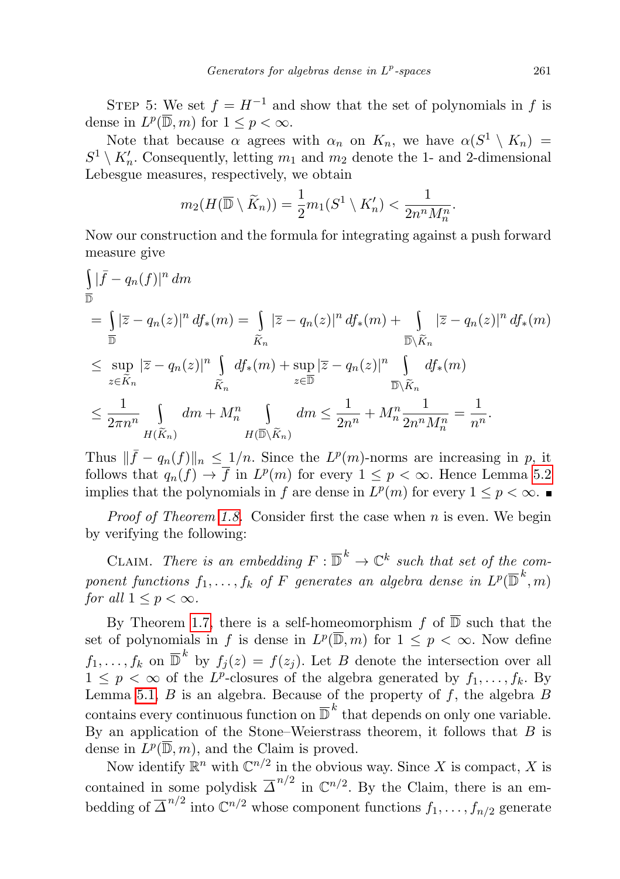STEP 5: We set $f = H^{-1}$ and show that the set of polynomials in $f$ is dense in $L^p(\overline{\mathbb{D}}, m)$ for $1 \le p < \infty$.

Note that because $\alpha$ agrees with $\alpha_n$ on $K_n$, we have $\alpha(S^1 \setminus K_n) = S^1 \setminus K_n'$. Consequently, letting $m_1$ and $m_2$ denote the 1- and 2-dimensional Lebesgue measures, respectively, we obtain

$$m_2(H(\overline{\mathbb{D}} \setminus \widetilde{K}_n)) = \frac{1}{2} m_1(S^1 \setminus K_n') < \frac{1}{2n^n M_n^n}.$$

Now our construction and the formula for integrating against a push forward measure give

$$\begin{aligned}
&\int_{\overline{\mathbb{D}}} |\bar{f} - q_n(f)|^n \, dm \\
&= \int_{\overline{\mathbb{D}}} |\overline{z} - q_n(z)|^n \, df_*(m) = \int_{\widetilde{K}_n} |\overline{z} - q_n(z)|^n \, df_*(m) + \int_{\overline{\mathbb{D}} \setminus \widetilde{K}_n} |\overline{z} - q_n(z)|^n \, df_*(m) \\
&\le \sup_{z \in \widetilde{K}_n} |\overline{z} - q_n(z)|^n \int_{\widetilde{K}_n} df_*(m) + \sup_{z \in \overline{\mathbb{D}}} |\overline{z} - q_n(z)|^n \int_{\overline{\mathbb{D}} \setminus \widetilde{K}_n} df_*(m) \\
&\le \frac{1}{2\pi n^n} \int_{H(\widetilde{K}_n)} dm + M_n^n \int_{H(\overline{\mathbb{D}} \setminus \widetilde{K}_n)} dm \le \frac{1}{2n^n} + M_n^n \frac{1}{2n^n M_n^n} = \frac{1}{n^n}.
\end{aligned}$$

Thus $\|\bar{f} - q_n(f)\|_n \le 1/n$. Since the $L^p(m)$-norms are increasing in $p$, it follows that $q_n(f) \to \overline{f}$ in $L^p(m)$ for every $1 \le p < \infty$. Hence Lemma 5.2 implies that the polynomials in $f$ are dense in $L^p(m)$ for every $1 \le p < \infty$. ∎

*Proof of Theorem 1.8.* Consider first the case when $n$ is even. We begin by verifying the following:

CLAIM. *There is an embedding $F : \overline{\mathbb{D}}^k \to \mathbb{C}^k$ such that set of the component functions $f_1, \dots, f_k$ of $F$ generates an algebra dense in $L^p(\overline{\mathbb{D}}^k, m)$ for all $1 \le p < \infty$.*

By Theorem 1.7, there is a self-homeomorphism $f$ of $\overline{\mathbb{D}}$ such that the set of polynomials in $f$ is dense in $L^p(\overline{\mathbb{D}}, m)$ for $1 \le p < \infty$. Now define $f_1, \dots, f_k$ on $\overline{\mathbb{D}}^k$ by $f_j(z) = f(z_j)$. Let $B$ denote the intersection over all $1 \le p < \infty$ of the $L^p$-closures of the algebra generated by $f_1, \dots, f_k$. By Lemma 5.1, $B$ is an algebra. Because of the property of $f$, the algebra $B$ contains every continuous function on $\overline{\mathbb{D}}^k$ that depends on only one variable. By an application of the Stone–Weierstrass theorem, it follows that $B$ is dense in $L^p(\overline{\mathbb{D}}, m)$, and the Claim is proved.

Now identify $\mathbb{R}^n$ with $\mathbb{C}^{n/2}$ in the obvious way. Since $X$ is compact, $X$ is contained in some polydisk $\overline{\Delta}^{n/2}$ in $\mathbb{C}^{n/2}$. By the Claim, there is an embedding of $\overline{\Delta}^{n/2}$ into $\mathbb{C}^{n/2}$ whose component functions $f_1, \dots, f_{n/2}$ generate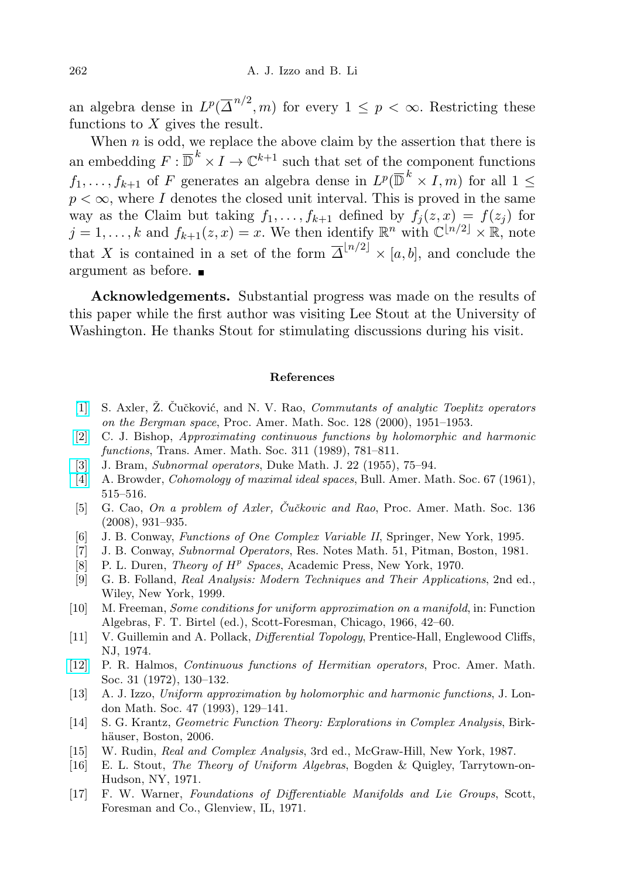an algebra dense in $L^p(\overline{\Delta}^{n/2}, m)$ for every $1 \le p < \infty$. Restricting these functions to $X$ gives the result.

When $n$ is odd, we replace the above claim by the assertion that there is an embedding $F : \overline{\mathbb{D}}^k \times I \to \mathbb{C}^{k+1}$ such that set of the component functions $f_1, \ldots, f_{k+1}$ of $F$ generates an algebra dense in $L^p(\overline{\mathbb{D}}^k \times I, m)$ for all $1 \le p < \infty$, where $I$ denotes the closed unit interval. This is proved in the same way as the Claim but taking $f_1, \ldots, f_{k+1}$ defined by $f_j(z, x) = f(z_j)$ for $j = 1, \ldots, k$ and $f_{k+1}(z, x) = x$. We then identify $\mathbb{R}^n$ with $\mathbb{C}^{\lfloor n/2 \rfloor} \times \mathbb{R}$, note that $X$ is contained in a set of the form $\overline{\Delta}^{\lfloor n/2 \rfloor} \times [a, b]$, and conclude the argument as before. ∎

**Acknowledgements.** Substantial progress was made on the results of this paper while the first author was visiting Lee Stout at the University of Washington. He thanks Stout for stimulating discussions during his visit.

## References

[1] S. Axler, Ž. Čučković, and N. V. Rao, *Commutants of analytic Toeplitz operators on the Bergman space*, Proc. Amer. Math. Soc. 128 (2000), 1951–1953.

[2] C. J. Bishop, *Approximating continuous functions by holomorphic and harmonic functions*, Trans. Amer. Math. Soc. 311 (1989), 781–811.

[3] J. Bram, *Subnormal operators*, Duke Math. J. 22 (1955), 75–94.

[4] A. Browder, *Cohomology of maximal ideal spaces*, Bull. Amer. Math. Soc. 67 (1961), 515–516.

[5] G. Cao, *On a problem of Axler, Čučkovic and Rao*, Proc. Amer. Math. Soc. 136 (2008), 931–935.

[6] J. B. Conway, *Functions of One Complex Variable II*, Springer, New York, 1995.

[7] J. B. Conway, *Subnormal Operators*, Res. Notes Math. 51, Pitman, Boston, 1981.

[8] P. L. Duren, *Theory of $H^p$ Spaces*, Academic Press, New York, 1970.

[9] G. B. Folland, *Real Analysis: Modern Techniques and Their Applications*, 2nd ed., Wiley, New York, 1999.

[10] M. Freeman, *Some conditions for uniform approximation on a manifold*, in: Function Algebras, F. T. Birtel (ed.), Scott-Foresman, Chicago, 1966, 42–60.

[11] V. Guillemin and A. Pollack, *Differential Topology*, Prentice-Hall, Englewood Cliffs, NJ, 1974.

[12] P. R. Halmos, *Continuous functions of Hermitian operators*, Proc. Amer. Math. Soc. 31 (1972), 130–132.

[13] A. J. Izzo, *Uniform approximation by holomorphic and harmonic functions*, J. London Math. Soc. 47 (1993), 129–141.

[14] S. G. Krantz, *Geometric Function Theory: Explorations in Complex Analysis*, Birkhäuser, Boston, 2006.

[15] W. Rudin, *Real and Complex Analysis*, 3rd ed., McGraw-Hill, New York, 1987.

[16] E. L. Stout, *The Theory of Uniform Algebras*, Bogden & Quigley, Tarrytown-on-Hudson, NY, 1971.

[17] F. W. Warner, *Foundations of Differentiable Manifolds and Lie Groups*, Scott, Foresman and Co., Glenview, IL, 1971.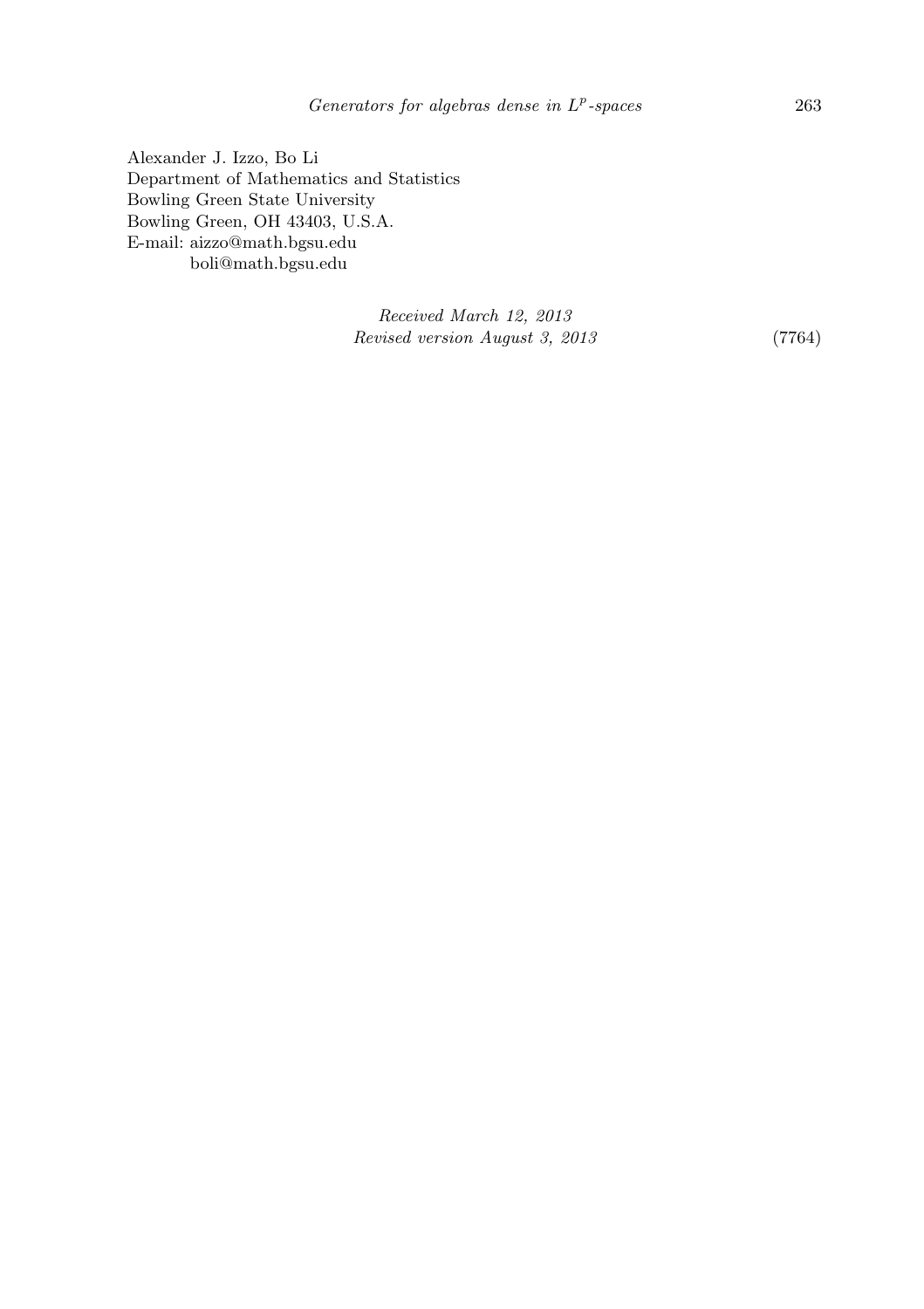Alexander J. Izzo, Bo Li
Department of Mathematics and Statistics
Bowling Green State University
Bowling Green, OH 43403, U.S.A.
E-mail: aizzo@math.bgsu.edu
boli@math.bgsu.edu

*Received March 12, 2013*
*Revised version August 3, 2013* (7764)